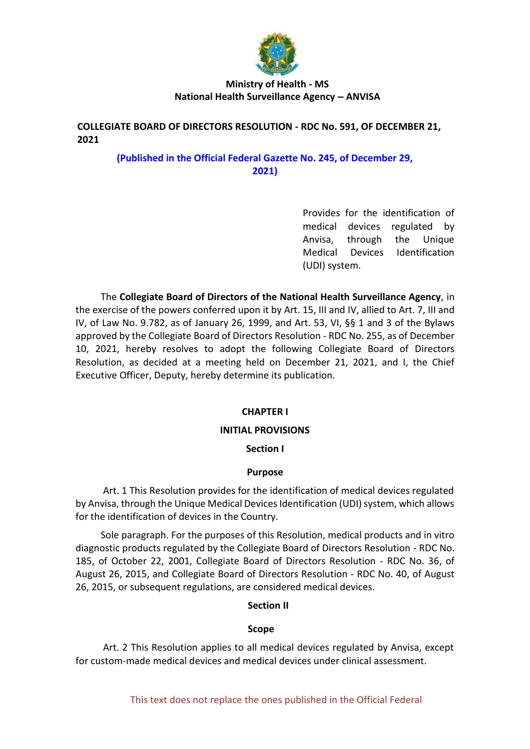**Ministry of Health - MS**
**National Health Surveillance Agency – ANVISA**

**COLLEGIATE BOARD OF DIRECTORS RESOLUTION - RDC No. 591, OF DECEMBER 21, 2021**

**(Published in the Official Federal Gazette No. 245, of December 29, 2021)**

Provides for the identification of medical devices regulated by Anvisa, through the Unique Medical Devices Identification (UDI) system.

The **Collegiate Board of Directors of the National Health Surveillance Agency**, in the exercise of the powers conferred upon it by Art. 15, III and IV, allied to Art. 7, III and IV, of Law No. 9.782, as of January 26, 1999, and Art. 53, VI, §§ 1 and 3 of the Bylaws approved by the Collegiate Board of Directors Resolution - RDC No. 255, as of December 10, 2021, hereby resolves to adopt the following Collegiate Board of Directors Resolution, as decided at a meeting held on December 21, 2021, and I, the Chief Executive Officer, Deputy, hereby determine its publication.

## CHAPTER I

## INITIAL PROVISIONS

### Section I

### Purpose

Art. 1 This Resolution provides for the identification of medical devices regulated by Anvisa, through the Unique Medical Devices Identification (UDI) system, which allows for the identification of devices in the Country.

Sole paragraph. For the purposes of this Resolution, medical products and in vitro diagnostic products regulated by the Collegiate Board of Directors Resolution - RDC No. 185, of October 22, 2001, Collegiate Board of Directors Resolution - RDC No. 36, of August 26, 2015, and Collegiate Board of Directors Resolution - RDC No. 40, of August 26, 2015, or subsequent regulations, are considered medical devices.

### Section II

### Scope

Art. 2 This Resolution applies to all medical devices regulated by Anvisa, except for custom-made medical devices and medical devices under clinical assessment.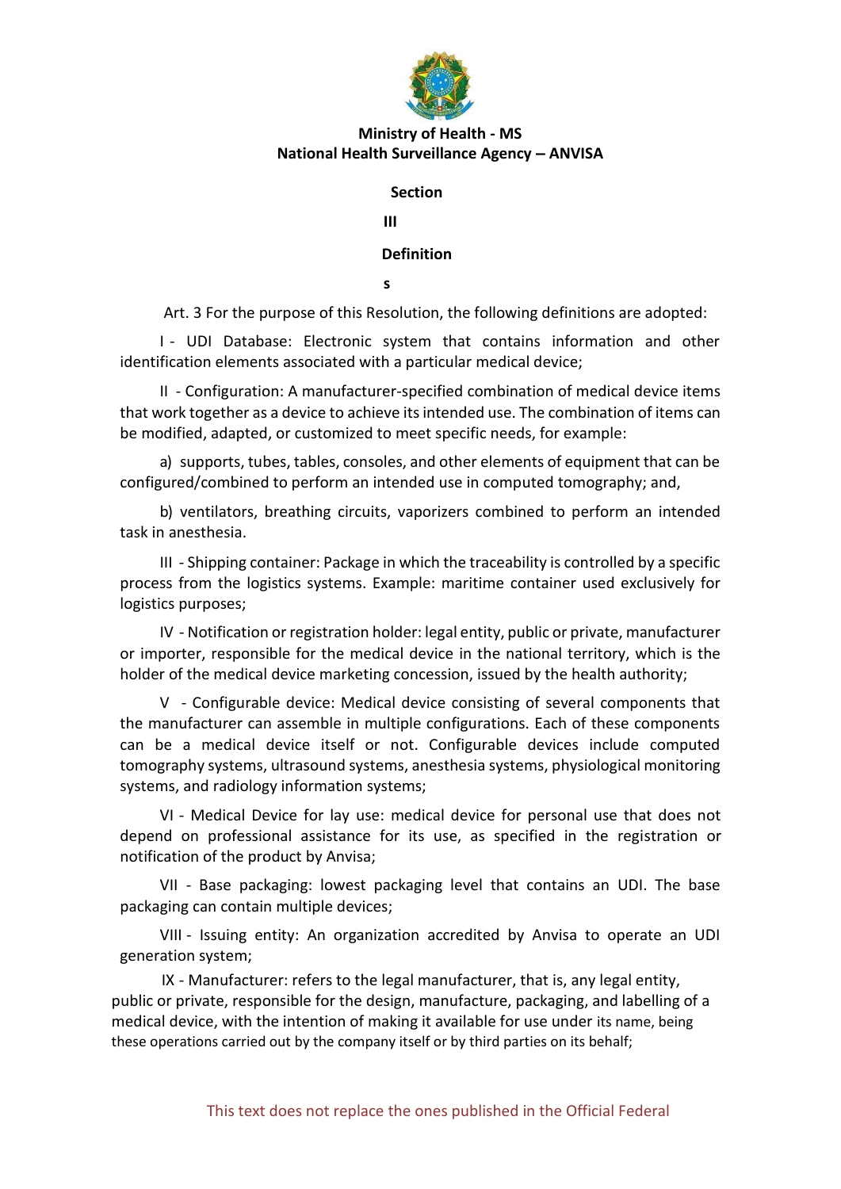**Ministry of Health - MS**
**National Health Surveillance Agency – ANVISA**

## Section III

## Definitions

Art. 3 For the purpose of this Resolution, the following definitions are adopted:

I - UDI Database: Electronic system that contains information and other identification elements associated with a particular medical device;

II - Configuration: A manufacturer-specified combination of medical device items that work together as a device to achieve its intended use. The combination of items can be modified, adapted, or customized to meet specific needs, for example:

a) supports, tubes, tables, consoles, and other elements of equipment that can be configured/combined to perform an intended use in computed tomography; and,

b) ventilators, breathing circuits, vaporizers combined to perform an intended task in anesthesia.

III - Shipping container: Package in which the traceability is controlled by a specific process from the logistics systems. Example: maritime container used exclusively for logistics purposes;

IV - Notification or registration holder: legal entity, public or private, manufacturer or importer, responsible for the medical device in the national territory, which is the holder of the medical device marketing concession, issued by the health authority;

V - Configurable device: Medical device consisting of several components that the manufacturer can assemble in multiple configurations. Each of these components can be a medical device itself or not. Configurable devices include computed tomography systems, ultrasound systems, anesthesia systems, physiological monitoring systems, and radiology information systems;

VI - Medical Device for lay use: medical device for personal use that does not depend on professional assistance for its use, as specified in the registration or notification of the product by Anvisa;

VII - Base packaging: lowest packaging level that contains an UDI. The base packaging can contain multiple devices;

VIII - Issuing entity: An organization accredited by Anvisa to operate an UDI generation system;

IX - Manufacturer: refers to the legal manufacturer, that is, any legal entity, public or private, responsible for the design, manufacture, packaging, and labelling of a medical device, with the intention of making it available for use under its name, being these operations carried out by the company itself or by third parties on its behalf;

This text does not replace the ones published in the Official Federal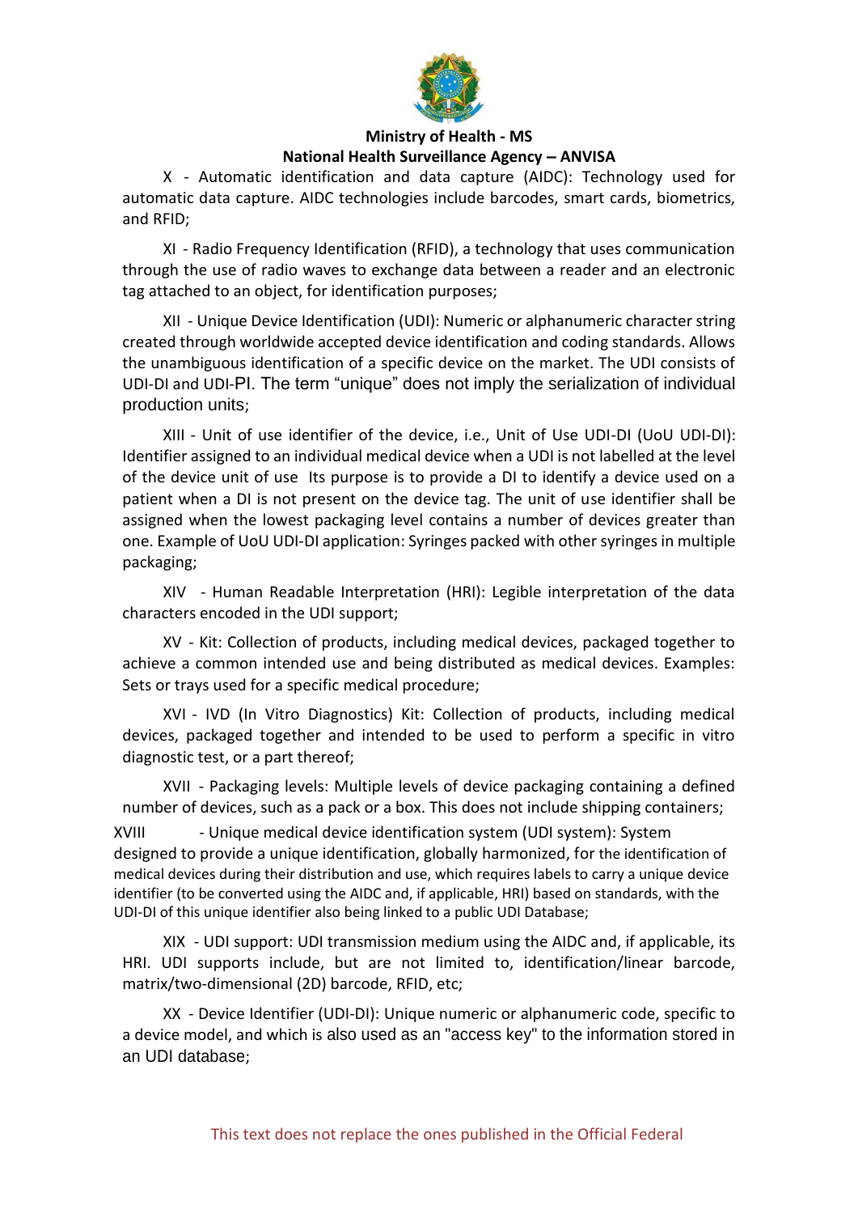X - Automatic identification and data capture (AIDC): Technology used for automatic data capture. AIDC technologies include barcodes, smart cards, biometrics, and RFID;

XI - Radio Frequency Identification (RFID), a technology that uses communication through the use of radio waves to exchange data between a reader and an electronic tag attached to an object, for identification purposes;

XII - Unique Device Identification (UDI): Numeric or alphanumeric character string created through worldwide accepted device identification and coding standards. Allows the unambiguous identification of a specific device on the market. The UDI consists of UDI-DI and UDI-PI. The term "unique" does not imply the serialization of individual production units;

XIII - Unit of use identifier of the device, i.e., Unit of Use UDI-DI (UoU UDI-DI): Identifier assigned to an individual medical device when a UDI is not labelled at the level of the device unit of use Its purpose is to provide a DI to identify a device used on a patient when a DI is not present on the device tag. The unit of use identifier shall be assigned when the lowest packaging level contains a number of devices greater than one. Example of UoU UDI-DI application: Syringes packed with other syringes in multiple packaging;

XIV - Human Readable Interpretation (HRI): Legible interpretation of the data characters encoded in the UDI support;

XV - Kit: Collection of products, including medical devices, packaged together to achieve a common intended use and being distributed as medical devices. Examples: Sets or trays used for a specific medical procedure;

XVI - IVD (In Vitro Diagnostics) Kit: Collection of products, including medical devices, packaged together and intended to be used to perform a specific in vitro diagnostic test, or a part thereof;

XVII - Packaging levels: Multiple levels of device packaging containing a defined number of devices, such as a pack or a box. This does not include shipping containers;

XVIII - Unique medical device identification system (UDI system): System designed to provide a unique identification, globally harmonized, for the identification of medical devices during their distribution and use, which requires labels to carry a unique device identifier (to be converted using the AIDC and, if applicable, HRI) based on standards, with the UDI-DI of this unique identifier also being linked to a public UDI Database;

XIX - UDI support: UDI transmission medium using the AIDC and, if applicable, its HRI. UDI supports include, but are not limited to, identification/linear barcode, matrix/two-dimensional (2D) barcode, RFID, etc;

XX - Device Identifier (UDI-DI): Unique numeric or alphanumeric code, specific to a device model, and which is also used as an "access key" to the information stored in an UDI database;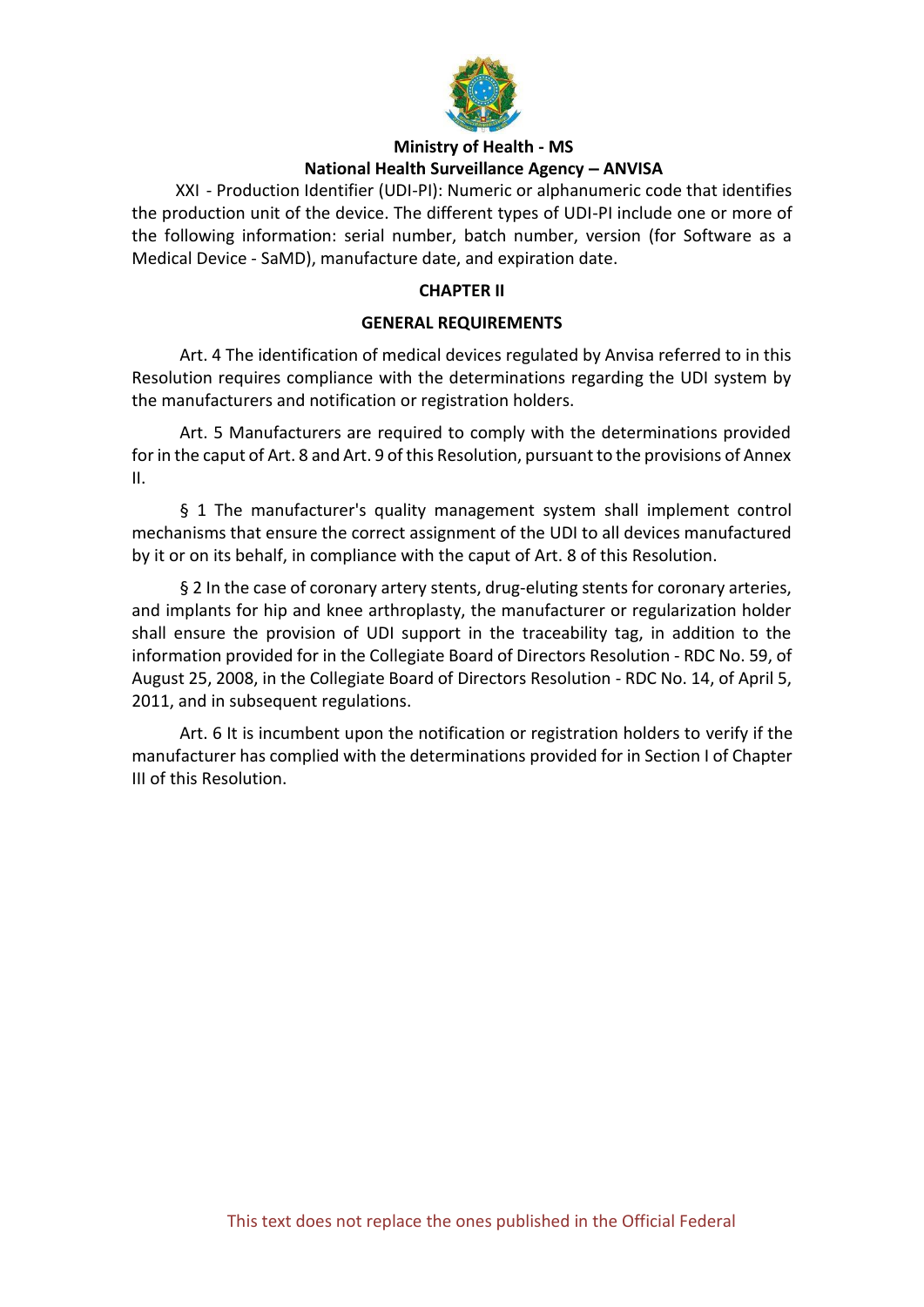XXI - Production Identifier (UDI-PI): Numeric or alphanumeric code that identifies the production unit of the device. The different types of UDI-PI include one or more of the following information: serial number, batch number, version (for Software as a Medical Device - SaMD), manufacture date, and expiration date.

## CHAPTER II

## GENERAL REQUIREMENTS

Art. 4 The identification of medical devices regulated by Anvisa referred to in this Resolution requires compliance with the determinations regarding the UDI system by the manufacturers and notification or registration holders.

Art. 5 Manufacturers are required to comply with the determinations provided for in the caput of Art. 8 and Art. 9 of this Resolution, pursuant to the provisions of Annex II.

§ 1 The manufacturer's quality management system shall implement control mechanisms that ensure the correct assignment of the UDI to all devices manufactured by it or on its behalf, in compliance with the caput of Art. 8 of this Resolution.

§ 2 In the case of coronary artery stents, drug-eluting stents for coronary arteries, and implants for hip and knee arthroplasty, the manufacturer or regularization holder shall ensure the provision of UDI support in the traceability tag, in addition to the information provided for in the Collegiate Board of Directors Resolution - RDC No. 59, of August 25, 2008, in the Collegiate Board of Directors Resolution - RDC No. 14, of April 5, 2011, and in subsequent regulations.

Art. 6 It is incumbent upon the notification or registration holders to verify if the manufacturer has complied with the determinations provided for in Section I of Chapter III of this Resolution.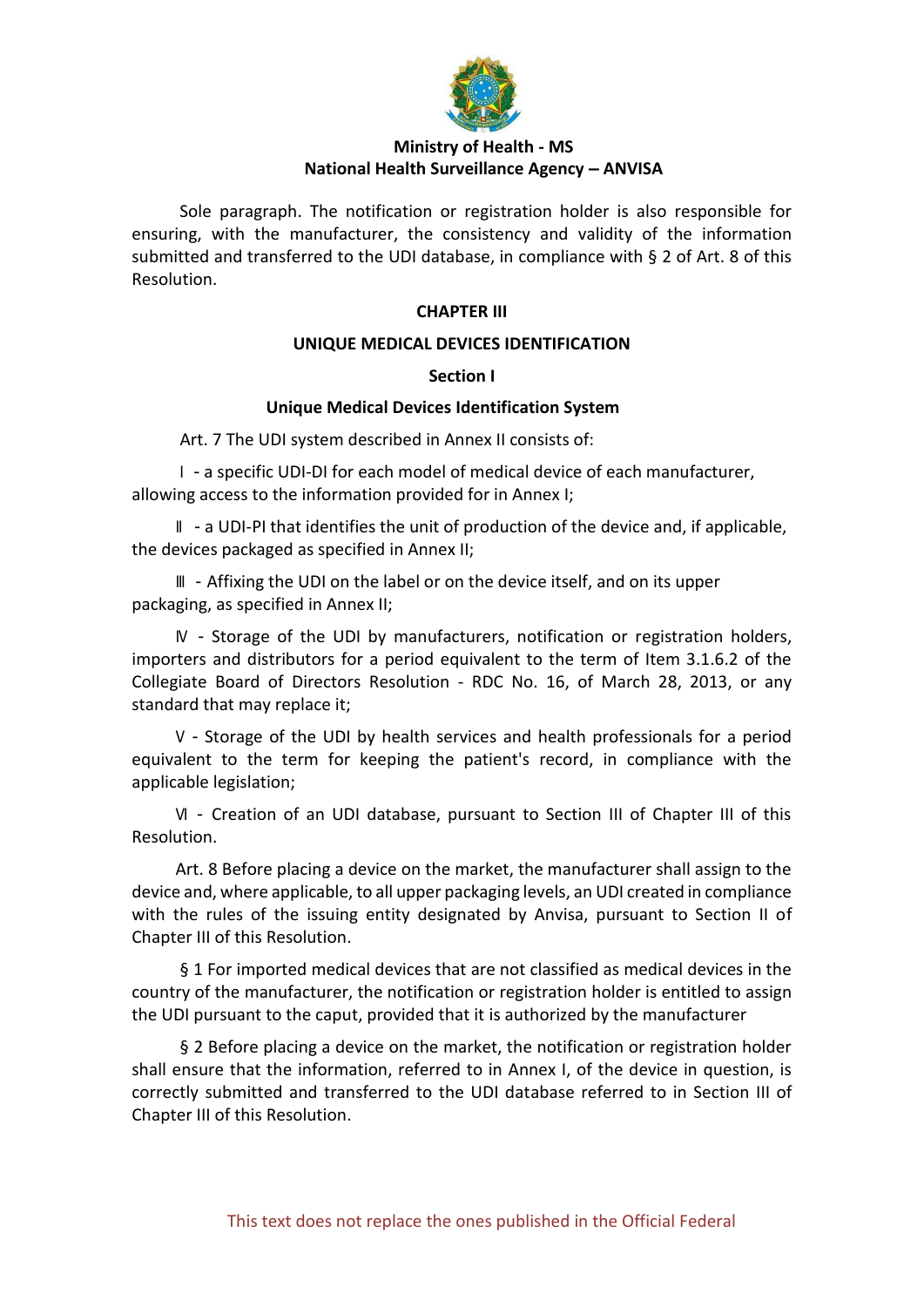Sole paragraph. The notification or registration holder is also responsible for ensuring, with the manufacturer, the consistency and validity of the information submitted and transferred to the UDI database, in compliance with § 2 of Art. 8 of this Resolution.

## CHAPTER III

## UNIQUE MEDICAL DEVICES IDENTIFICATION

### Section I

### Unique Medical Devices Identification System

Art. 7 The UDI system described in Annex II consists of:

I - a specific UDI-DI for each model of medical device of each manufacturer, allowing access to the information provided for in Annex I;

II - a UDI-PI that identifies the unit of production of the device and, if applicable, the devices packaged as specified in Annex II;

III - Affixing the UDI on the label or on the device itself, and on its upper packaging, as specified in Annex II;

IV - Storage of the UDI by manufacturers, notification or registration holders, importers and distributors for a period equivalent to the term of Item 3.1.6.2 of the Collegiate Board of Directors Resolution - RDC No. 16, of March 28, 2013, or any standard that may replace it;

V - Storage of the UDI by health services and health professionals for a period equivalent to the term for keeping the patient's record, in compliance with the applicable legislation;

VI - Creation of an UDI database, pursuant to Section III of Chapter III of this Resolution.

Art. 8 Before placing a device on the market, the manufacturer shall assign to the device and, where applicable, to all upper packaging levels, an UDI created in compliance with the rules of the issuing entity designated by Anvisa, pursuant to Section II of Chapter III of this Resolution.

§ 1 For imported medical devices that are not classified as medical devices in the country of the manufacturer, the notification or registration holder is entitled to assign the UDI pursuant to the caput, provided that it is authorized by the manufacturer

§ 2 Before placing a device on the market, the notification or registration holder shall ensure that the information, referred to in Annex I, of the device in question, is correctly submitted and transferred to the UDI database referred to in Section III of Chapter III of this Resolution.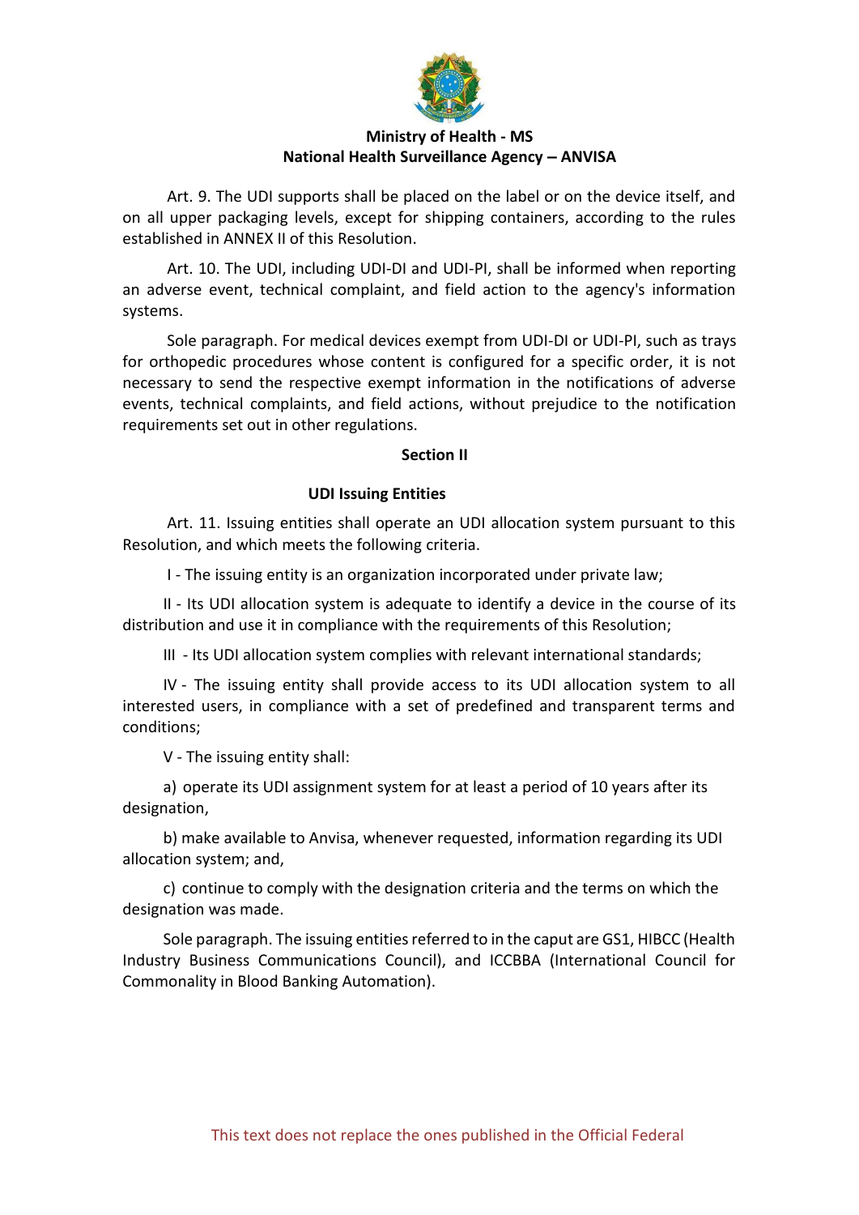Art. 9. The UDI supports shall be placed on the label or on the device itself, and on all upper packaging levels, except for shipping containers, according to the rules established in ANNEX II of this Resolution.

Art. 10. The UDI, including UDI-DI and UDI-PI, shall be informed when reporting an adverse event, technical complaint, and field action to the agency's information systems.

Sole paragraph. For medical devices exempt from UDI-DI or UDI-PI, such as trays for orthopedic procedures whose content is configured for a specific order, it is not necessary to send the respective exempt information in the notifications of adverse events, technical complaints, and field actions, without prejudice to the notification requirements set out in other regulations.

## Section II

### UDI Issuing Entities

Art. 11. Issuing entities shall operate an UDI allocation system pursuant to this Resolution, and which meets the following criteria.

I - The issuing entity is an organization incorporated under private law;

II - Its UDI allocation system is adequate to identify a device in the course of its distribution and use it in compliance with the requirements of this Resolution;

III - Its UDI allocation system complies with relevant international standards;

IV - The issuing entity shall provide access to its UDI allocation system to all interested users, in compliance with a set of predefined and transparent terms and conditions;

V - The issuing entity shall:

a) operate its UDI assignment system for at least a period of 10 years after its designation,

b) make available to Anvisa, whenever requested, information regarding its UDI allocation system; and,

c) continue to comply with the designation criteria and the terms on which the designation was made.

Sole paragraph. The issuing entities referred to in the caput are GS1, HIBCC (Health Industry Business Communications Council), and ICCBBA (International Council for Commonality in Blood Banking Automation).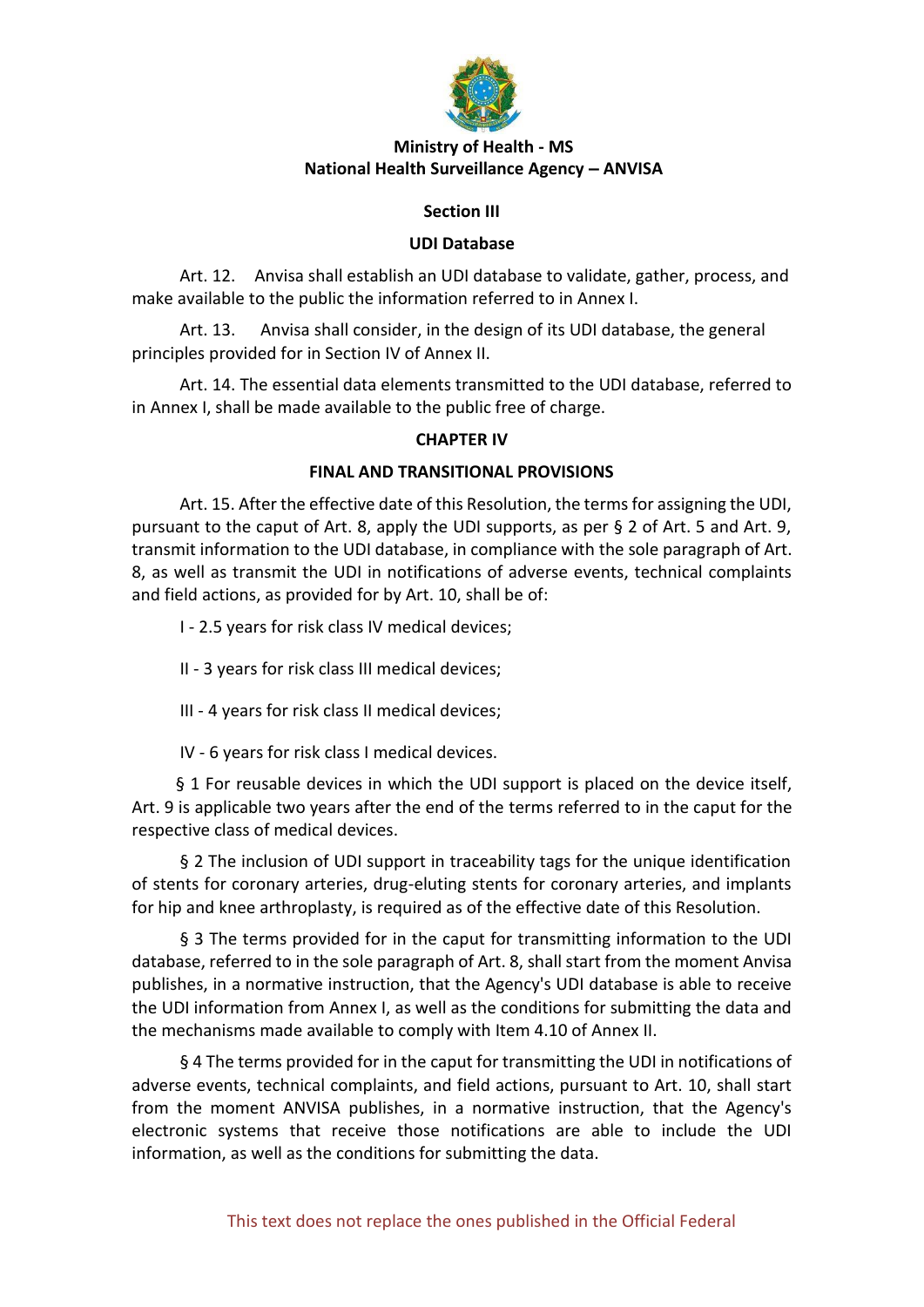### Section III

### UDI Database

Art. 12. Anvisa shall establish an UDI database to validate, gather, process, and make available to the public the information referred to in Annex I.

Art. 13. Anvisa shall consider, in the design of its UDI database, the general principles provided for in Section IV of Annex II.

Art. 14. The essential data elements transmitted to the UDI database, referred to in Annex I, shall be made available to the public free of charge.

## CHAPTER IV

### FINAL AND TRANSITIONAL PROVISIONS

Art. 15. After the effective date of this Resolution, the terms for assigning the UDI, pursuant to the caput of Art. 8, apply the UDI supports, as per § 2 of Art. 5 and Art. 9, transmit information to the UDI database, in compliance with the sole paragraph of Art. 8, as well as transmit the UDI in notifications of adverse events, technical complaints and field actions, as provided for by Art. 10, shall be of:

I - 2.5 years for risk class IV medical devices;

II - 3 years for risk class III medical devices;

III - 4 years for risk class II medical devices;

IV - 6 years for risk class I medical devices.

§ 1 For reusable devices in which the UDI support is placed on the device itself, Art. 9 is applicable two years after the end of the terms referred to in the caput for the respective class of medical devices.

§ 2 The inclusion of UDI support in traceability tags for the unique identification of stents for coronary arteries, drug-eluting stents for coronary arteries, and implants for hip and knee arthroplasty, is required as of the effective date of this Resolution.

§ 3 The terms provided for in the caput for transmitting information to the UDI database, referred to in the sole paragraph of Art. 8, shall start from the moment Anvisa publishes, in a normative instruction, that the Agency's UDI database is able to receive the UDI information from Annex I, as well as the conditions for submitting the data and the mechanisms made available to comply with Item 4.10 of Annex II.

§ 4 The terms provided for in the caput for transmitting the UDI in notifications of adverse events, technical complaints, and field actions, pursuant to Art. 10, shall start from the moment ANVISA publishes, in a normative instruction, that the Agency's electronic systems that receive those notifications are able to include the UDI information, as well as the conditions for submitting the data.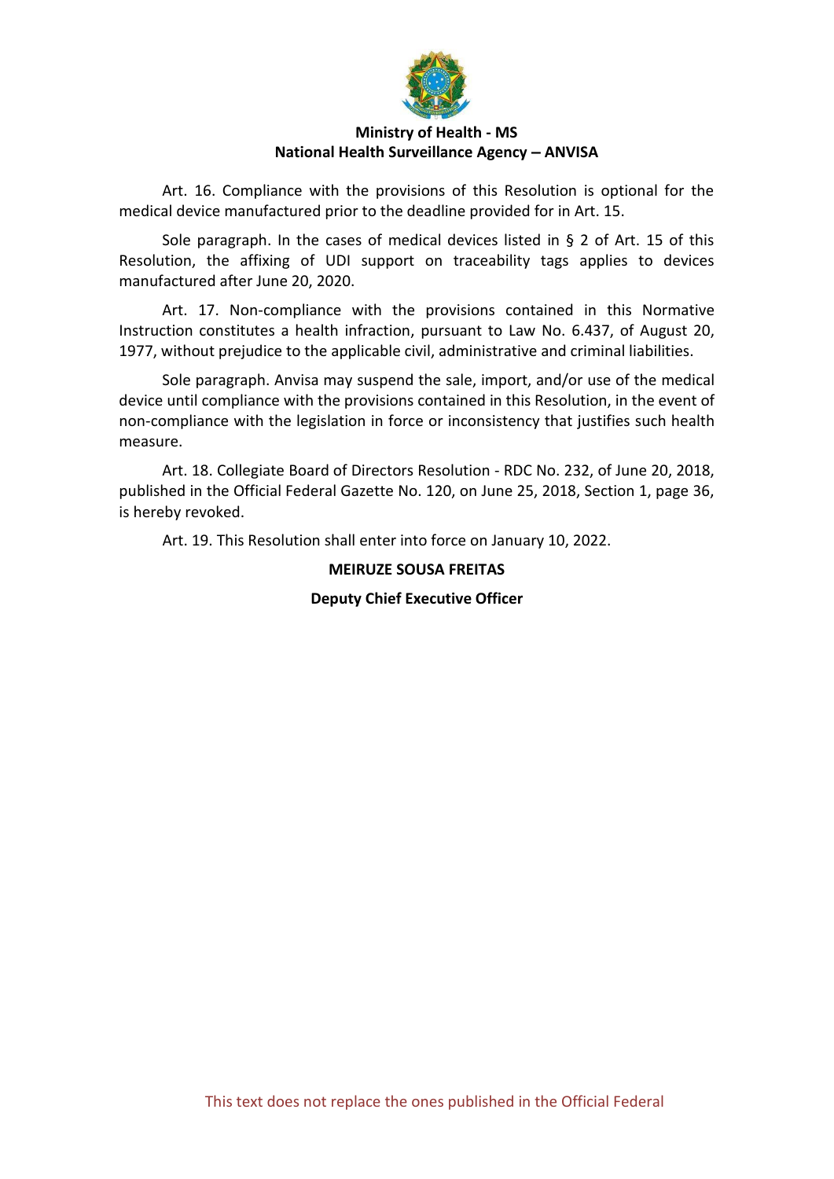Art. 16. Compliance with the provisions of this Resolution is optional for the medical device manufactured prior to the deadline provided for in Art. 15.

Sole paragraph. In the cases of medical devices listed in § 2 of Art. 15 of this Resolution, the affixing of UDI support on traceability tags applies to devices manufactured after June 20, 2020.

Art. 17. Non-compliance with the provisions contained in this Normative Instruction constitutes a health infraction, pursuant to Law No. 6.437, of August 20, 1977, without prejudice to the applicable civil, administrative and criminal liabilities.

Sole paragraph. Anvisa may suspend the sale, import, and/or use of the medical device until compliance with the provisions contained in this Resolution, in the event of non-compliance with the legislation in force or inconsistency that justifies such health measure.

Art. 18. Collegiate Board of Directors Resolution - RDC No. 232, of June 20, 2018, published in the Official Federal Gazette No. 120, on June 25, 2018, Section 1, page 36, is hereby revoked.

Art. 19. This Resolution shall enter into force on January 10, 2022.

**MEIRUZE SOUSA FREITAS**

**Deputy Chief Executive Officer**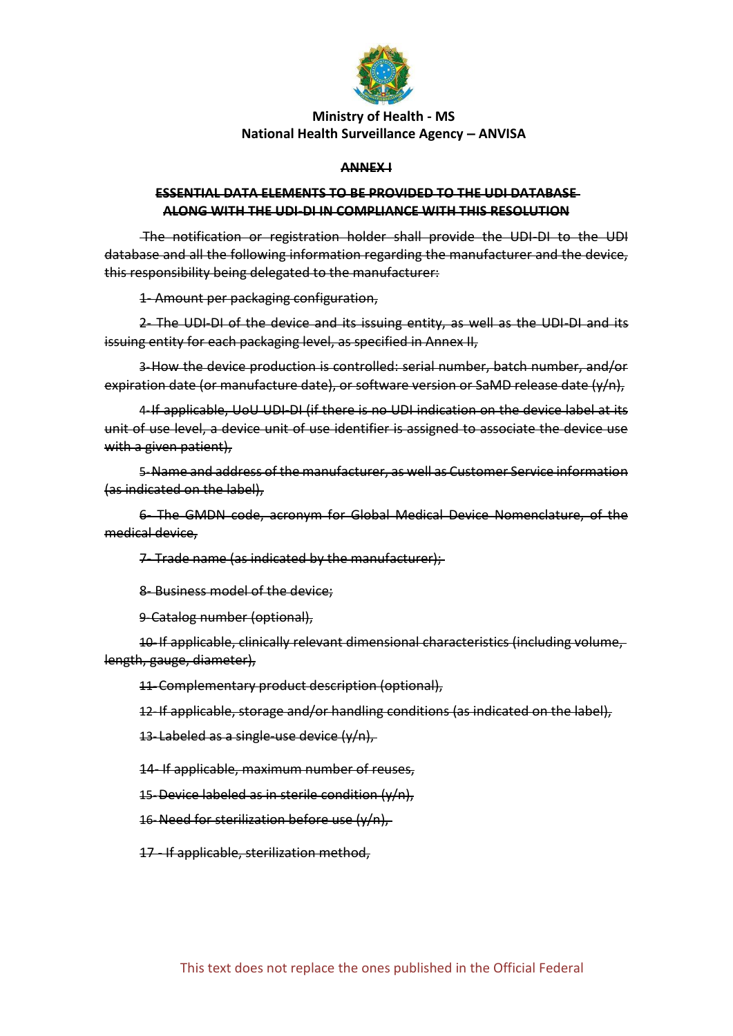**Ministry of Health - MS**
**National Health Surveillance Agency – ANVISA**

~~**ANNEX I**~~

~~**ESSENTIAL DATA ELEMENTS TO BE PROVIDED TO THE UDI DATABASE ALONG WITH THE UDI-DI IN COMPLIANCE WITH THIS RESOLUTION**~~

~~The notification or registration holder shall provide the UDI-DI to the UDI database and all the following information regarding the manufacturer and the device, this responsibility being delegated to the manufacturer:~~

~~1- Amount per packaging configuration,~~

~~2- The UDI-DI of the device and its issuing entity, as well as the UDI-DI and its issuing entity for each packaging level, as specified in Annex II,~~

~~3-How the device production is controlled: serial number, batch number, and/or expiration date (or manufacture date), or software version or SaMD release date (y/n),~~

~~4-If applicable, UoU UDI-DI (if there is no UDI indication on the device label at its unit of use level, a device unit of use identifier is assigned to associate the device use with a given patient),~~

~~5-Name and address of the manufacturer, as well as Customer Service information (as indicated on the label),~~

~~6- The GMDN code, acronym for Global Medical Device Nomenclature, of the medical device,~~

~~7- Trade name (as indicated by the manufacturer);~~

~~8- Business model of the device;~~

~~9-Catalog number (optional),~~

~~10-If applicable, clinically relevant dimensional characteristics (including volume, length, gauge, diameter),~~

~~11-Complementary product description (optional),~~

~~12- If applicable, storage and/or handling conditions (as indicated on the label),~~

~~13-Labeled as a single-use device (y/n),~~

~~14- If applicable, maximum number of reuses,~~

~~15-Device labeled as in sterile condition (y/n),~~

~~16-Need for sterilization before use (y/n),~~

~~17 - If applicable, sterilization method,~~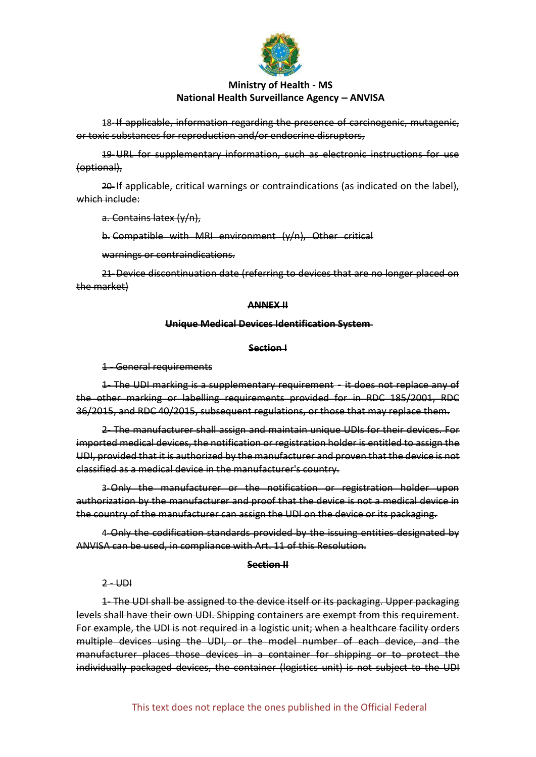~~18- If applicable, information regarding the presence of carcinogenic, mutagenic, or toxic substances for reproduction and/or endocrine disruptors,~~

~~19- URL for supplementary information, such as electronic instructions for use (optional),~~

~~20- If applicable, critical warnings or contraindications (as indicated on the label), which include:~~

~~a. Contains latex (y/n),~~

~~b. Compatible with MRI environment (y/n), Other critical~~

~~warnings or contraindications.~~

~~21- Device discontinuation date (referring to devices that are no longer placed on the market)~~

**~~ANNEX II~~**

**~~Unique Medical Devices Identification System~~**

**~~Section I~~**

~~1 - General requirements~~

~~1- The UDI marking is a supplementary requirement - it does not replace any of the other marking or labelling requirements provided for in RDC 185/2001, RDC 36/2015, and RDC 40/2015, subsequent regulations, or those that may replace them.~~

~~2- The manufacturer shall assign and maintain unique UDIs for their devices. For imported medical devices, the notification or registration holder is entitled to assign the UDI, provided that it is authorized by the manufacturer and proven that the device is not classified as a medical device in the manufacturer's country.~~

~~3-Only the manufacturer or the notification or registration holder upon authorization by the manufacturer and proof that the device is not a medical device in the country of the manufacturer can assign the UDI on the device or its packaging.~~

~~4-Only the codification standards provided by the issuing entities designated by ANVISA can be used, in compliance with Art. 11 of this Resolution.~~

**~~Section II~~**

~~2 - UDI~~

~~1- The UDI shall be assigned to the device itself or its packaging. Upper packaging levels shall have their own UDI. Shipping containers are exempt from this requirement. For example, the UDI is not required in a logistic unit; when a healthcare facility orders multiple devices using the UDI, or the model number of each device, and the manufacturer places those devices in a container for shipping or to protect the individually packaged devices, the container (logistics unit) is not subject to the UDI~~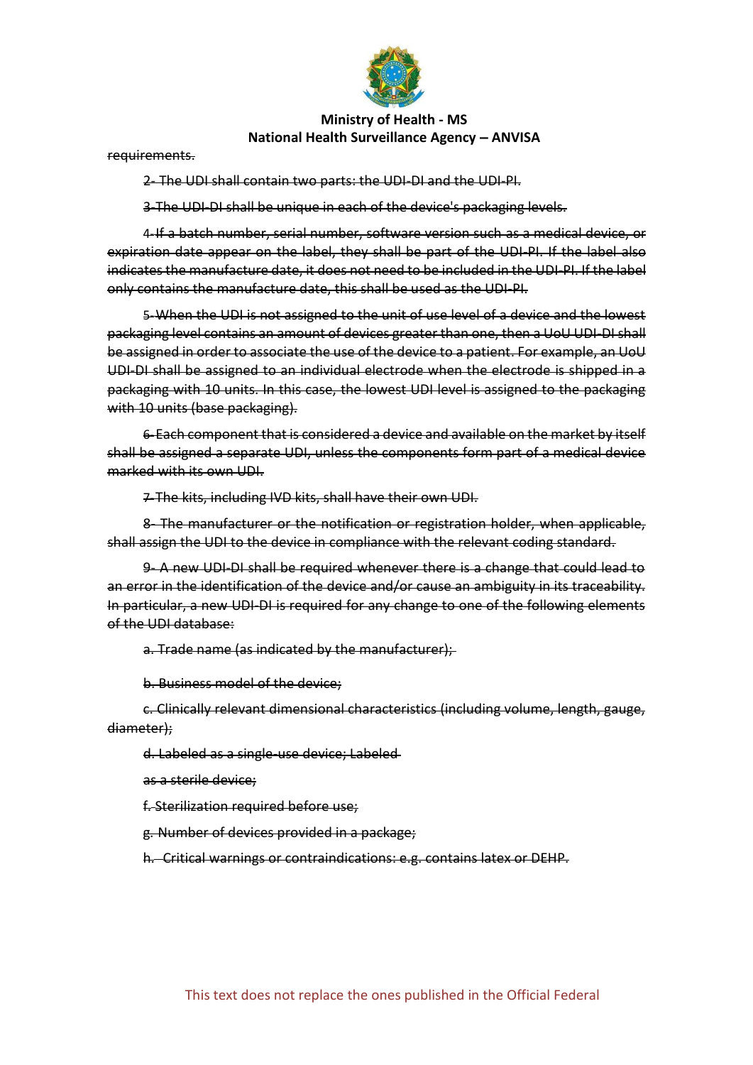~~requirements.~~

~~2- The UDI shall contain two parts: the UDI-DI and the UDI-PI.~~

~~3-The UDI-DI shall be unique in each of the device's packaging levels.~~

~~4-If a batch number, serial number, software version such as a medical device, or expiration date appear on the label, they shall be part of the UDI-PI. If the label also indicates the manufacture date, it does not need to be included in the UDI-PI. If the label only contains the manufacture date, this shall be used as the UDI-PI.~~

~~5-When the UDI is not assigned to the unit of use level of a device and the lowest packaging level contains an amount of devices greater than one, then a UoU UDI-DI shall be assigned in order to associate the use of the device to a patient. For example, an UoU UDI-DI shall be assigned to an individual electrode when the electrode is shipped in a packaging with 10 units. In this case, the lowest UDI level is assigned to the packaging with 10 units (base packaging).~~

~~6-Each component that is considered a device and available on the market by itself shall be assigned a separate UDI, unless the components form part of a medical device marked with its own UDI.~~

~~7-The kits, including IVD kits, shall have their own UDI.~~

~~8- The manufacturer or the notification or registration holder, when applicable, shall assign the UDI to the device in compliance with the relevant coding standard.~~

~~9- A new UDI-DI shall be required whenever there is a change that could lead to an error in the identification of the device and/or cause an ambiguity in its traceability. In particular, a new UDI-DI is required for any change to one of the following elements of the UDI database:~~

~~a. Trade name (as indicated by the manufacturer);~~

~~b. Business model of the device;~~

~~c. Clinically relevant dimensional characteristics (including volume, length, gauge, diameter);~~

~~d. Labeled as a single-use device; Labeled~~

~~as a sterile device;~~

~~f. Sterilization required before use;~~

~~g. Number of devices provided in a package;~~

~~h. Critical warnings or contraindications: e.g. contains latex or DEHP.~~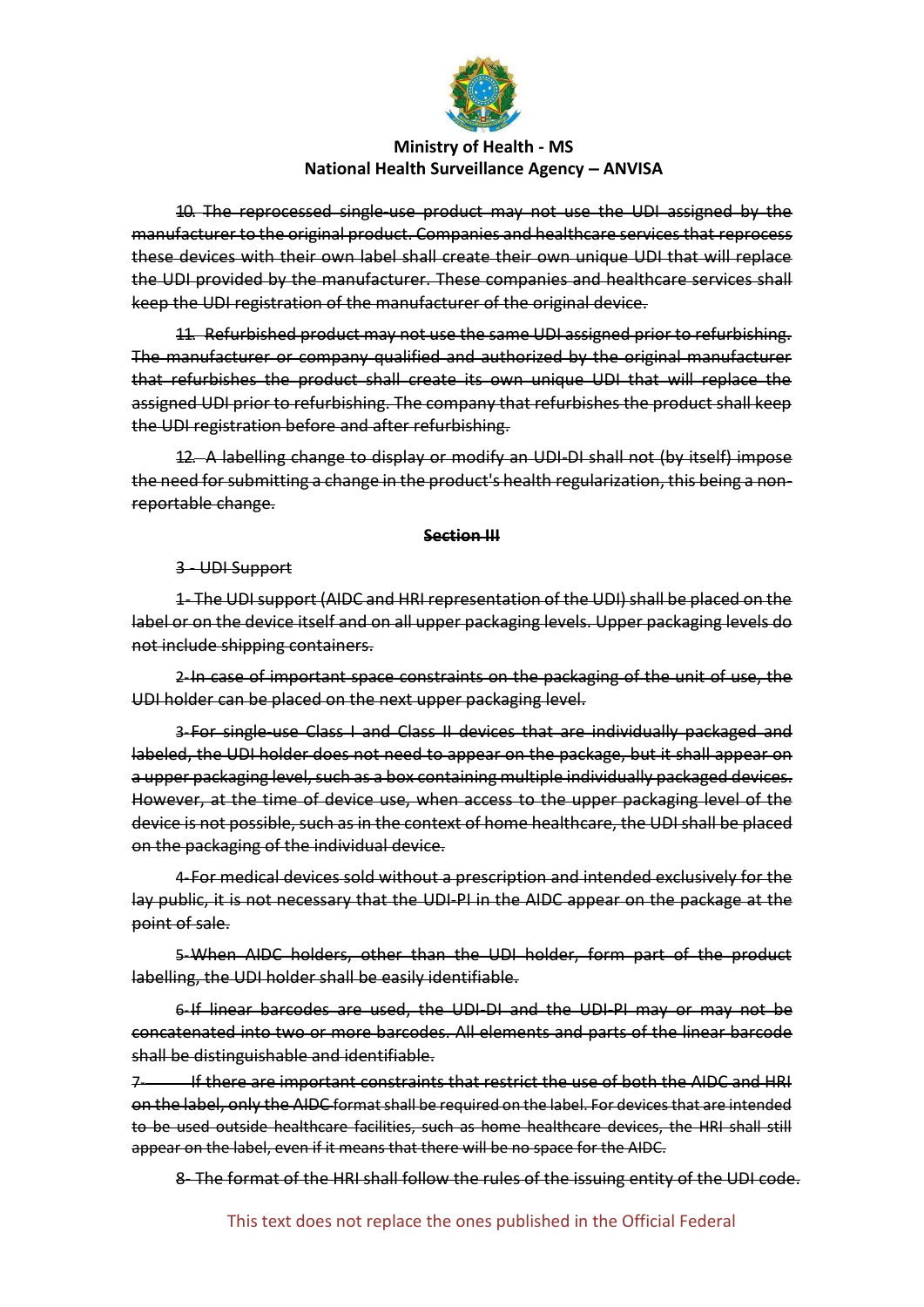~~10. The reprocessed single-use product may not use the UDI assigned by the manufacturer to the original product. Companies and healthcare services that reprocess these devices with their own label shall create their own unique UDI that will replace the UDI provided by the manufacturer. These companies and healthcare services shall keep the UDI registration of the manufacturer of the original device.~~

~~11. Refurbished product may not use the same UDI assigned prior to refurbishing. The manufacturer or company qualified and authorized by the original manufacturer that refurbishes the product shall create its own unique UDI that will replace the assigned UDI prior to refurbishing. The company that refurbishes the product shall keep the UDI registration before and after refurbishing.~~

~~12. A labelling change to display or modify an UDI-DI shall not (by itself) impose the need for submitting a change in the product's health regularization, this being a non-reportable change.~~

**~~Section III~~**

~~3 - UDI Support~~

~~1- The UDI support (AIDC and HRI representation of the UDI) shall be placed on the label or on the device itself and on all upper packaging levels. Upper packaging levels do not include shipping containers.~~

~~2- In case of important space constraints on the packaging of the unit of use, the UDI holder can be placed on the next upper packaging level.~~

~~3- For single-use Class I and Class II devices that are individually packaged and labeled, the UDI holder does not need to appear on the package, but it shall appear on a upper packaging level, such as a box containing multiple individually packaged devices. However, at the time of device use, when access to the upper packaging level of the device is not possible, such as in the context of home healthcare, the UDI shall be placed on the packaging of the individual device.~~

~~4- For medical devices sold without a prescription and intended exclusively for the lay public, it is not necessary that the UDI-PI in the AIDC appear on the package at the point of sale.~~

~~5- When AIDC holders, other than the UDI holder, form part of the product labelling, the UDI holder shall be easily identifiable.~~

~~6- If linear barcodes are used, the UDI-DI and the UDI-PI may or may not be concatenated into two or more barcodes. All elements and parts of the linear barcode shall be distinguishable and identifiable.~~

~~7- If there are important constraints that restrict the use of both the AIDC and HRI on the label, only the AIDC format shall be required on the label. For devices that are intended to be used outside healthcare facilities, such as home healthcare devices, the HRI shall still appear on the label, even if it means that there will be no space for the AIDC.~~

~~8- The format of the HRI shall follow the rules of the issuing entity of the UDI code.~~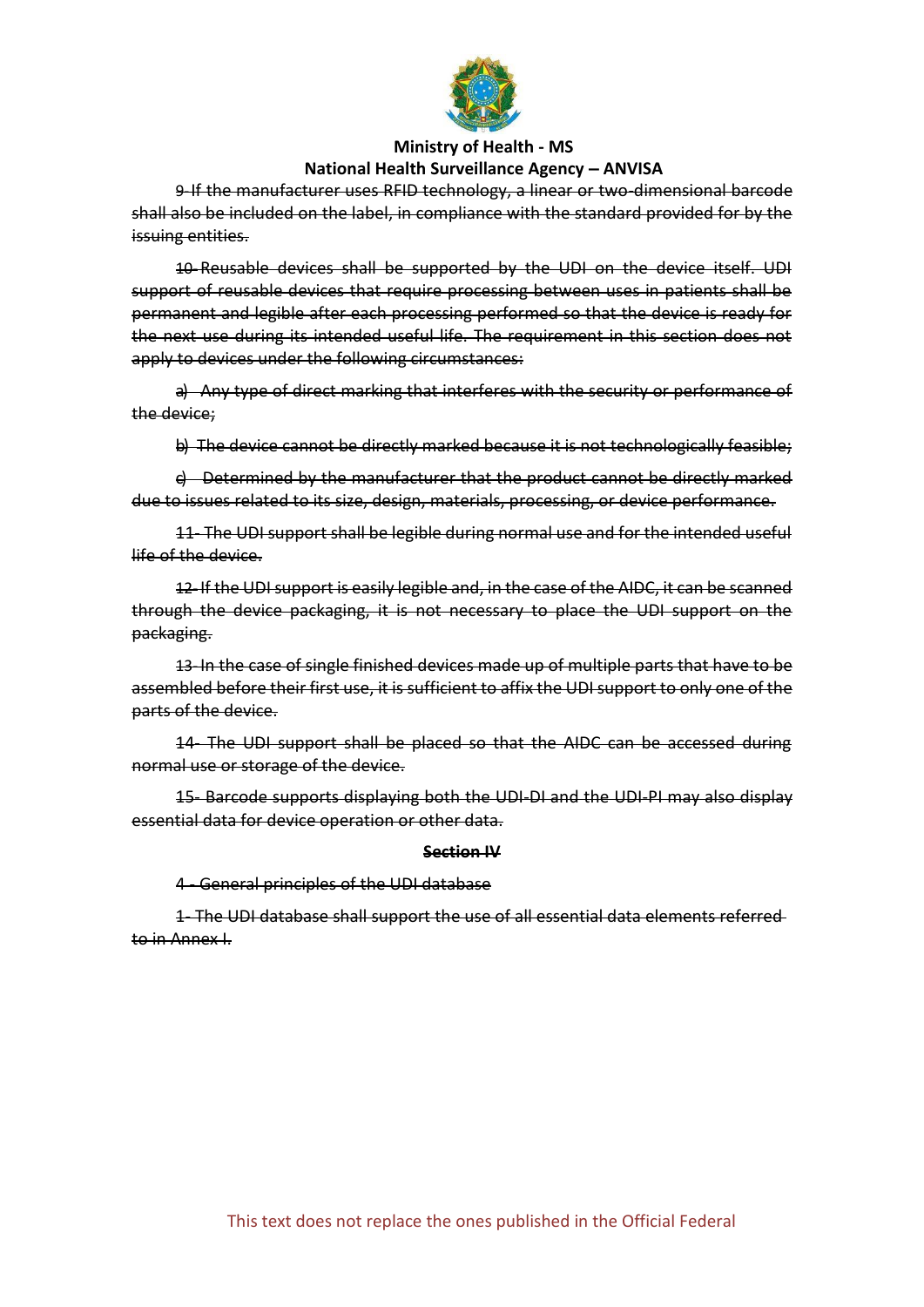~~9-If the manufacturer uses RFID technology, a linear or two-dimensional barcode shall also be included on the label, in compliance with the standard provided for by the issuing entities.~~

~~10-Reusable devices shall be supported by the UDI on the device itself. UDI support of reusable devices that require processing between uses in patients shall be permanent and legible after each processing performed so that the device is ready for the next use during its intended useful life. The requirement in this section does not apply to devices under the following circumstances:~~

~~a) Any type of direct marking that interferes with the security or performance of the device;~~

~~b) The device cannot be directly marked because it is not technologically feasible;~~

~~c) Determined by the manufacturer that the product cannot be directly marked due to issues related to its size, design, materials, processing, or device performance.~~

~~11- The UDI support shall be legible during normal use and for the intended useful life of the device.~~

~~12-If the UDI support is easily legible and, in the case of the AIDC, it can be scanned through the device packaging, it is not necessary to place the UDI support on the packaging.~~

~~13-In the case of single finished devices made up of multiple parts that have to be assembled before their first use, it is sufficient to affix the UDI support to only one of the parts of the device.~~

~~14- The UDI support shall be placed so that the AIDC can be accessed during normal use or storage of the device.~~

~~15- Barcode supports displaying both the UDI-DI and the UDI-PI may also display essential data for device operation or other data.~~

**~~Section IV~~**

~~4 - General principles of the UDI database~~

~~1- The UDI database shall support the use of all essential data elements referred to in Annex I.~~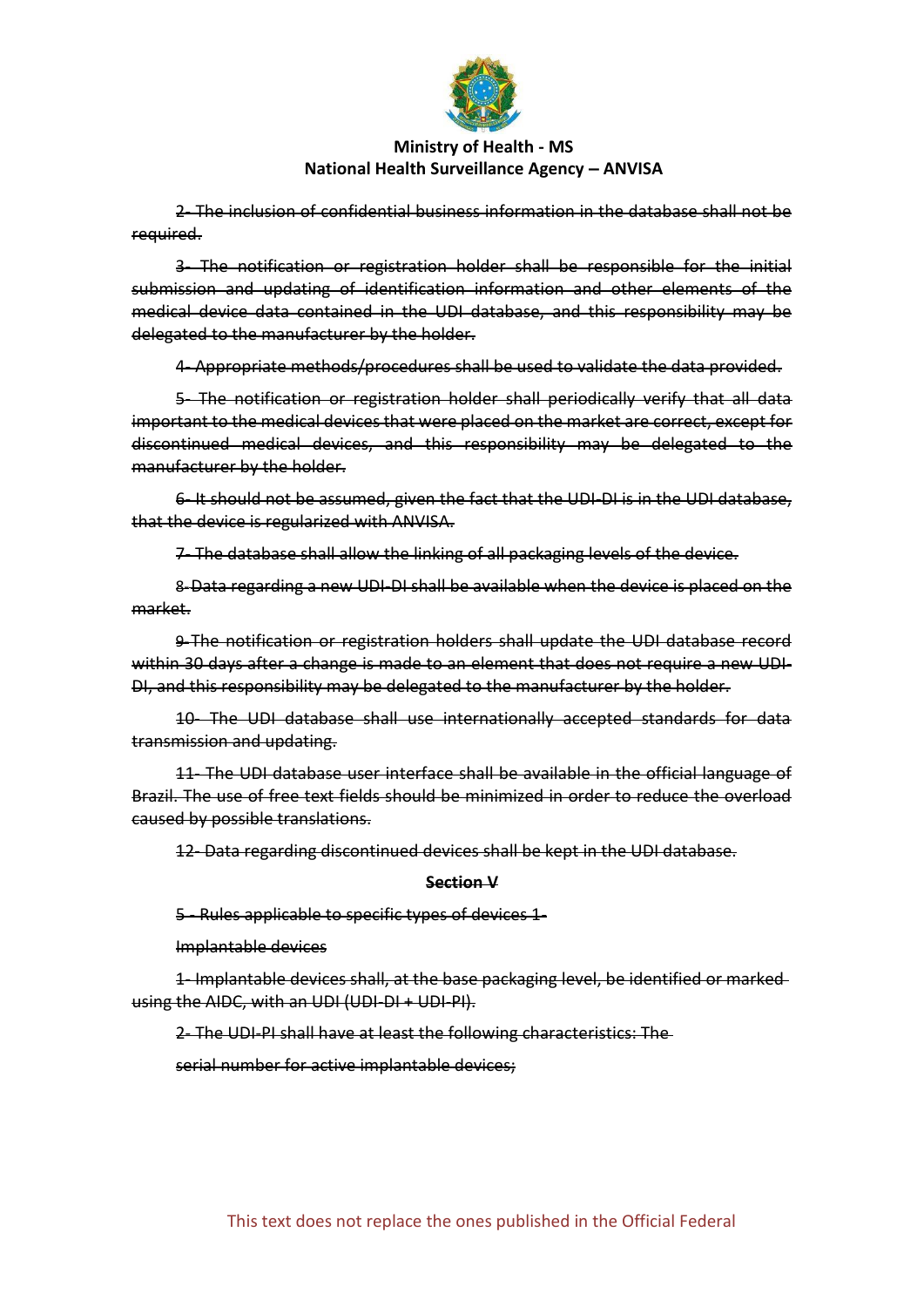~~2- The inclusion of confidential business information in the database shall not be required.~~

~~3- The notification or registration holder shall be responsible for the initial submission and updating of identification information and other elements of the medical device data contained in the UDI database, and this responsibility may be delegated to the manufacturer by the holder.~~

~~4- Appropriate methods/procedures shall be used to validate the data provided.~~

~~5- The notification or registration holder shall periodically verify that all data important to the medical devices that were placed on the market are correct, except for discontinued medical devices, and this responsibility may be delegated to the manufacturer by the holder.~~

~~6- It should not be assumed, given the fact that the UDI-DI is in the UDI database, that the device is regularized with ANVISA.~~

~~7- The database shall allow the linking of all packaging levels of the device.~~

~~8-Data regarding a new UDI-DI shall be available when the device is placed on the market.~~

~~9-The notification or registration holders shall update the UDI database record within 30 days after a change is made to an element that does not require a new UDI-DI, and this responsibility may be delegated to the manufacturer by the holder.~~

~~10- The UDI database shall use internationally accepted standards for data transmission and updating.~~

~~11- The UDI database user interface shall be available in the official language of Brazil. The use of free text fields should be minimized in order to reduce the overload caused by possible translations.~~

~~12- Data regarding discontinued devices shall be kept in the UDI database.~~

**~~Section V~~**

~~5 - Rules applicable to specific types of devices 1-~~

~~Implantable devices~~

~~1- Implantable devices shall, at the base packaging level, be identified or marked using the AIDC, with an UDI (UDI-DI + UDI-PI).~~

~~2- The UDI-PI shall have at least the following characteristics: The~~

~~serial number for active implantable devices;~~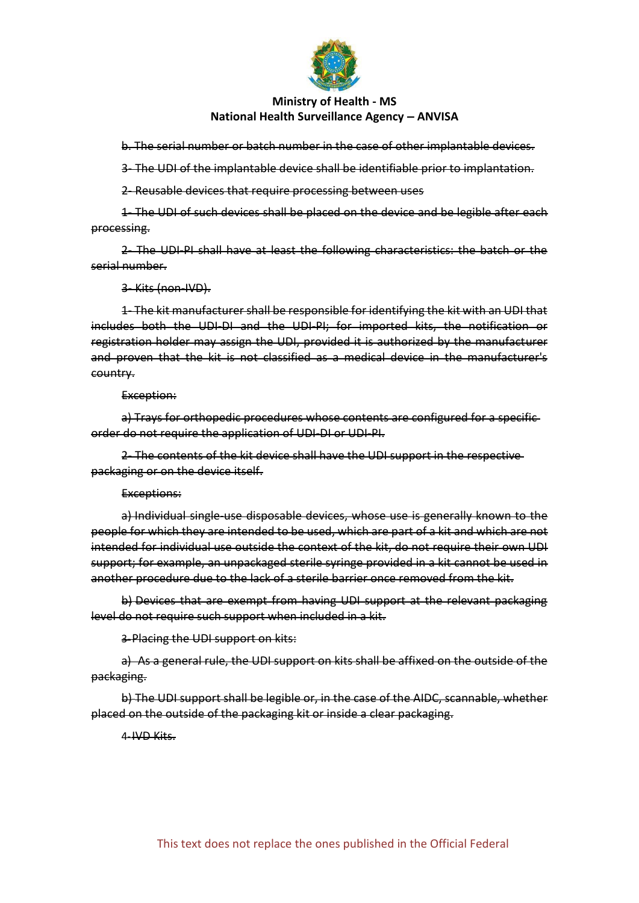~~b. The serial number or batch number in the case of other implantable devices.~~

~~3- The UDI of the implantable device shall be identifiable prior to implantation.~~

~~2- Reusable devices that require processing between uses~~

~~1- The UDI of such devices shall be placed on the device and be legible after each processing.~~

~~2- The UDI-PI shall have at least the following characteristics: the batch or the serial number.~~

~~3- Kits (non-IVD).~~

~~1- The kit manufacturer shall be responsible for identifying the kit with an UDI that includes both the UDI-DI and the UDI-PI; for imported kits, the notification or registration holder may assign the UDI, provided it is authorized by the manufacturer and proven that the kit is not classified as a medical device in the manufacturer's country.~~

~~Exception:~~

~~a) Trays for orthopedic procedures whose contents are configured for a specific order do not require the application of UDI-DI or UDI-PI.~~

~~2- The contents of the kit device shall have the UDI support in the respective packaging or on the device itself.~~

~~Exceptions:~~

~~a) Individual single-use disposable devices, whose use is generally known to the people for which they are intended to be used, which are part of a kit and which are not intended for individual use outside the context of the kit, do not require their own UDI support; for example, an unpackaged sterile syringe provided in a kit cannot be used in another procedure due to the lack of a sterile barrier once removed from the kit.~~

~~b) Devices that are exempt from having UDI support at the relevant packaging level do not require such support when included in a kit.~~

~~3-Placing the UDI support on kits:~~

~~a) As a general rule, the UDI support on kits shall be affixed on the outside of the packaging.~~

~~b) The UDI support shall be legible or, in the case of the AIDC, scannable, whether placed on the outside of the packaging kit or inside a clear packaging.~~

~~4-IVD Kits.~~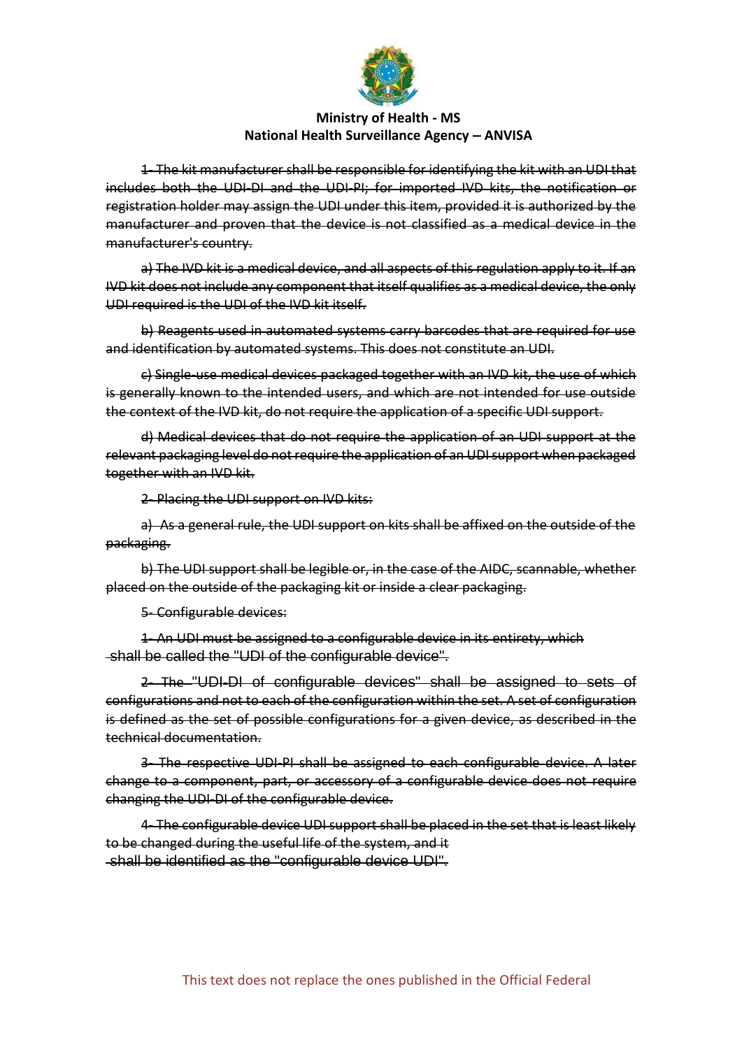~~1- The kit manufacturer shall be responsible for identifying the kit with an UDI that includes both the UDI-DI and the UDI-PI; for imported IVD kits, the notification or registration holder may assign the UDI under this item, provided it is authorized by the manufacturer and proven that the device is not classified as a medical device in the manufacturer's country.~~

~~a) The IVD kit is a medical device, and all aspects of this regulation apply to it. If an IVD kit does not include any component that itself qualifies as a medical device, the only UDI required is the UDI of the IVD kit itself.~~

~~b) Reagents used in automated systems carry barcodes that are required for use and identification by automated systems. This does not constitute an UDI.~~

~~c) Single-use medical devices packaged together with an IVD kit, the use of which is generally known to the intended users, and which are not intended for use outside the context of the IVD kit, do not require the application of a specific UDI support.~~

~~d) Medical devices that do not require the application of an UDI support at the relevant packaging level do not require the application of an UDI support when packaged together with an IVD kit.~~

~~2- Placing the UDI support on IVD kits:~~

~~a) As a general rule, the UDI support on kits shall be affixed on the outside of the packaging.~~

~~b) The UDI support shall be legible or, in the case of the AIDC, scannable, whether placed on the outside of the packaging kit or inside a clear packaging.~~

~~5- Configurable devices:~~

~~1- An UDI must be assigned to a configurable device in its entirety, which shall be called the "UDI of the configurable device".~~

~~2- The "UDI-DI of configurable devices" shall be assigned to sets of configurations and not to each of the configuration within the set. A set of configuration is defined as the set of possible configurations for a given device, as described in the technical documentation.~~

~~3- The respective UDI-PI shall be assigned to each configurable device. A later change to a component, part, or accessory of a configurable device does not require changing the UDI-DI of the configurable device.~~

~~4- The configurable device UDI support shall be placed in the set that is least likely to be changed during the useful life of the system, and it shall be identified as the "configurable device UDI".~~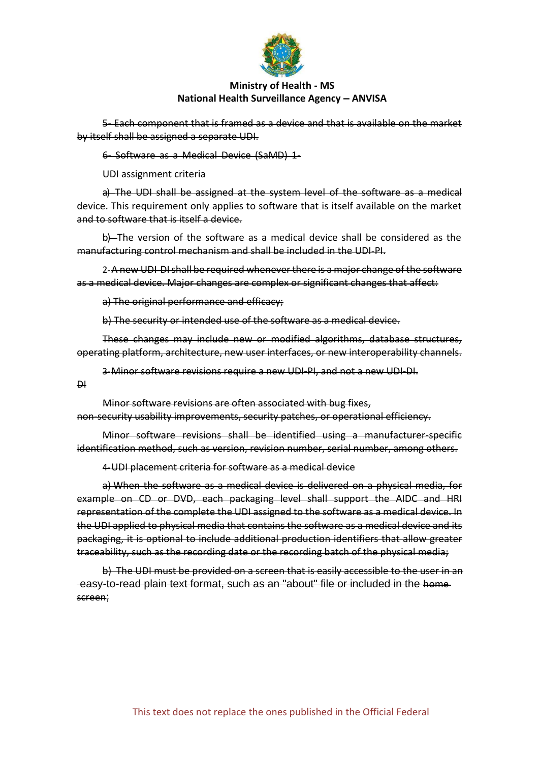**Ministry of Health - MS**
**National Health Surveillance Agency – ANVISA**

~~5- Each component that is framed as a device and that is available on the market by itself shall be assigned a separate UDI.~~

~~6- Software as a Medical Device (SaMD) 1-~~

~~UDI assignment criteria~~

~~a) The UDI shall be assigned at the system level of the software as a medical device. This requirement only applies to software that is itself available on the market and to software that is itself a device.~~

~~b) The version of the software as a medical device shall be considered as the manufacturing control mechanism and shall be included in the UDI-PI.~~

~~2-A new UDI-DI shall be required whenever there is a major change of the software as a medical device. Major changes are complex or significant changes that affect:~~

~~a) The original performance and efficacy;~~

~~b) The security or intended use of the software as a medical device.~~

~~These changes may include new or modified algorithms, database structures, operating platform, architecture, new user interfaces, or new interoperability channels.~~

~~3-Minor software revisions require a new UDI-PI, and not a new UDI-DI.~~

~~DI~~

~~Minor software revisions are often associated with bug fixes, non-security usability improvements, security patches, or operational efficiency.~~

~~Minor software revisions shall be identified using a manufacturer-specific identification method, such as version, revision number, serial number, among others.~~

~~4-UDI placement criteria for software as a medical device~~

~~a) When the software as a medical device is delivered on a physical media, for example on CD or DVD, each packaging level shall support the AIDC and HRI representation of the complete the UDI assigned to the software as a medical device. In the UDI applied to physical media that contains the software as a medical device and its packaging, it is optional to include additional production identifiers that allow greater traceability, such as the recording date or the recording batch of the physical media;~~

~~b) The UDI must be provided on a screen that is easily accessible to the user in an easy-to-read plain text format, such as an "about" file or included in the home screen;~~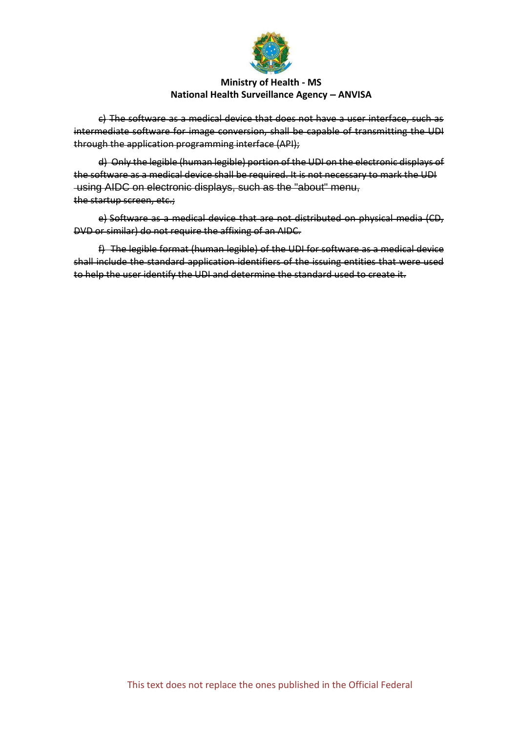~~c) The software as a medical device that does not have a user interface, such as intermediate software for image conversion, shall be capable of transmitting the UDI through the application programming interface (API);~~

~~d) Only the legible (human legible) portion of the UDI on the electronic displays of the software as a medical device shall be required. It is not necessary to mark the UDI using AIDC on electronic displays, such as the "about" menu, the startup screen, etc.;~~

~~e) Software as a medical device that are not distributed on physical media (CD, DVD or similar) do not require the affixing of an AIDC.~~

~~f) The legible format (human legible) of the UDI for software as a medical device shall include the standard application identifiers of the issuing entities that were used to help the user identify the UDI and determine the standard used to create it.~~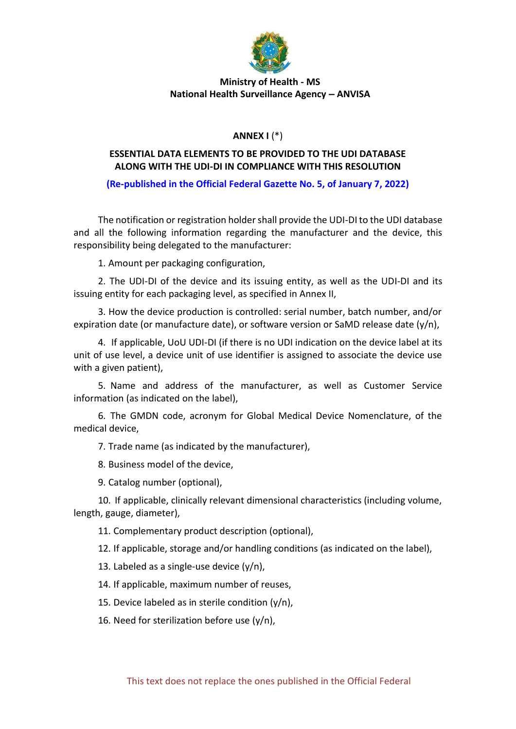**Ministry of Health - MS**
**National Health Surveillance Agency – ANVISA**

## ANNEX I (*)

### ESSENTIAL DATA ELEMENTS TO BE PROVIDED TO THE UDI DATABASE ALONG WITH THE UDI-DI IN COMPLIANCE WITH THIS RESOLUTION

**(Re-published in the Official Federal Gazette No. 5, of January 7, 2022)**

The notification or registration holder shall provide the UDI-DI to the UDI database and all the following information regarding the manufacturer and the device, this responsibility being delegated to the manufacturer:

1. Amount per packaging configuration,

2. The UDI-DI of the device and its issuing entity, as well as the UDI-DI and its issuing entity for each packaging level, as specified in Annex II,

3. How the device production is controlled: serial number, batch number, and/or expiration date (or manufacture date), or software version or SaMD release date (y/n),

4. If applicable, UoU UDI-DI (if there is no UDI indication on the device label at its unit of use level, a device unit of use identifier is assigned to associate the device use with a given patient),

5. Name and address of the manufacturer, as well as Customer Service information (as indicated on the label),

6. The GMDN code, acronym for Global Medical Device Nomenclature, of the medical device,

7. Trade name (as indicated by the manufacturer),

8. Business model of the device,

9. Catalog number (optional),

10. If applicable, clinically relevant dimensional characteristics (including volume, length, gauge, diameter),

11. Complementary product description (optional),

12. If applicable, storage and/or handling conditions (as indicated on the label),

13. Labeled as a single-use device (y/n),

14. If applicable, maximum number of reuses,

15. Device labeled as in sterile condition (y/n),

16. Need for sterilization before use (y/n),

This text does not replace the ones published in the Official Federal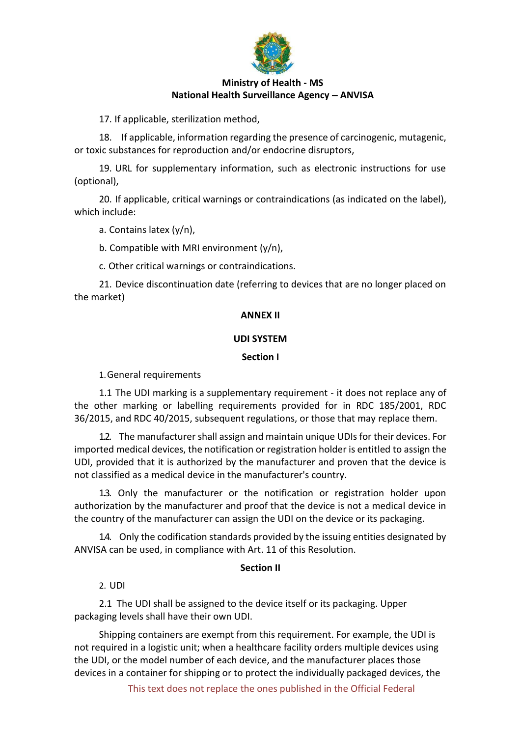17. If applicable, sterilization method,

18. If applicable, information regarding the presence of carcinogenic, mutagenic, or toxic substances for reproduction and/or endocrine disruptors,

19. URL for supplementary information, such as electronic instructions for use (optional),

20. If applicable, critical warnings or contraindications (as indicated on the label), which include:

a. Contains latex (y/n),

b. Compatible with MRI environment (y/n),

c. Other critical warnings or contraindications.

21. Device discontinuation date (referring to devices that are no longer placed on the market)

## ANNEX II

## UDI SYSTEM

### Section I

1. General requirements

1.1 The UDI marking is a supplementary requirement - it does not replace any of the other marking or labelling requirements provided for in RDC 185/2001, RDC 36/2015, and RDC 40/2015, subsequent regulations, or those that may replace them.

1.2. The manufacturer shall assign and maintain unique UDIs for their devices. For imported medical devices, the notification or registration holder is entitled to assign the UDI, provided that it is authorized by the manufacturer and proven that the device is not classified as a medical device in the manufacturer's country.

1.3. Only the manufacturer or the notification or registration holder upon authorization by the manufacturer and proof that the device is not a medical device in the country of the manufacturer can assign the UDI on the device or its packaging.

1.4. Only the codification standards provided by the issuing entities designated by ANVISA can be used, in compliance with Art. 11 of this Resolution.

### Section II

2. UDI

2.1 The UDI shall be assigned to the device itself or its packaging. Upper packaging levels shall have their own UDI.

Shipping containers are exempt from this requirement. For example, the UDI is not required in a logistic unit; when a healthcare facility orders multiple devices using the UDI, or the model number of each device, and the manufacturer places those devices in a container for shipping or to protect the individually packaged devices, the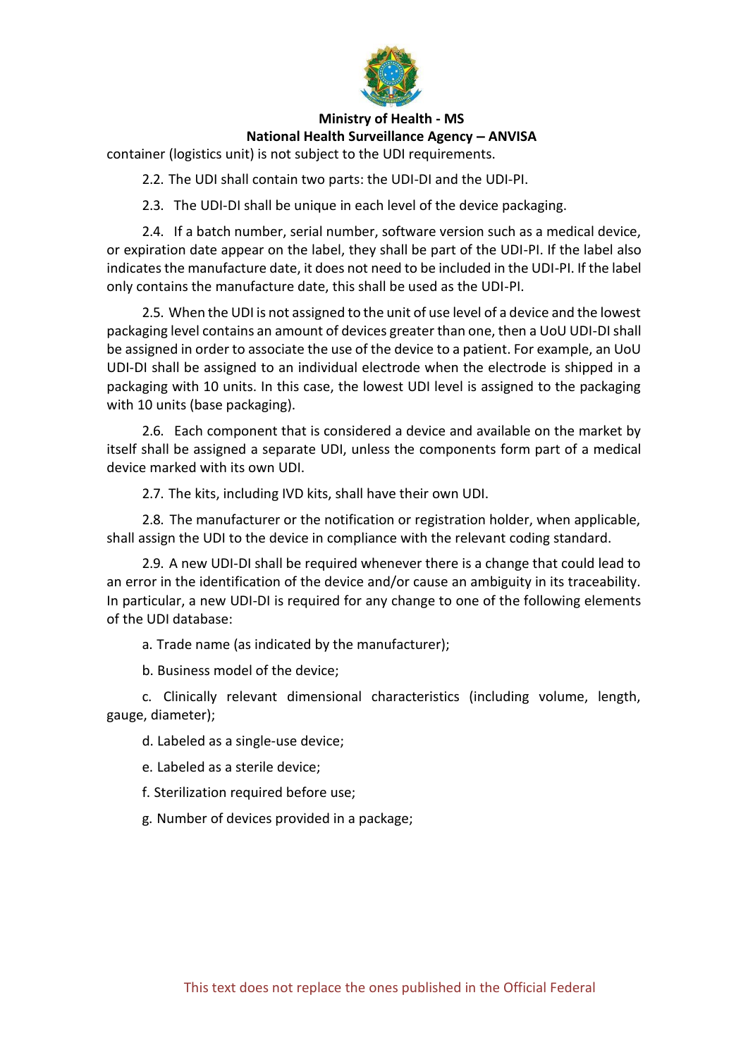container (logistics unit) is not subject to the UDI requirements.

2.2. The UDI shall contain two parts: the UDI-DI and the UDI-PI.

2.3. The UDI-DI shall be unique in each level of the device packaging.

2.4. If a batch number, serial number, software version such as a medical device, or expiration date appear on the label, they shall be part of the UDI-PI. If the label also indicates the manufacture date, it does not need to be included in the UDI-PI. If the label only contains the manufacture date, this shall be used as the UDI-PI.

2.5. When the UDI is not assigned to the unit of use level of a device and the lowest packaging level contains an amount of devices greater than one, then a UoU UDI-DI shall be assigned in order to associate the use of the device to a patient. For example, an UoU UDI-DI shall be assigned to an individual electrode when the electrode is shipped in a packaging with 10 units. In this case, the lowest UDI level is assigned to the packaging with 10 units (base packaging).

2.6. Each component that is considered a device and available on the market by itself shall be assigned a separate UDI, unless the components form part of a medical device marked with its own UDI.

2.7. The kits, including IVD kits, shall have their own UDI.

2.8. The manufacturer or the notification or registration holder, when applicable, shall assign the UDI to the device in compliance with the relevant coding standard.

2.9. A new UDI-DI shall be required whenever there is a change that could lead to an error in the identification of the device and/or cause an ambiguity in its traceability. In particular, a new UDI-DI is required for any change to one of the following elements of the UDI database:

a. Trade name (as indicated by the manufacturer);

b. Business model of the device;

c. Clinically relevant dimensional characteristics (including volume, length, gauge, diameter);

d. Labeled as a single-use device;

e. Labeled as a sterile device;

f. Sterilization required before use;

g. Number of devices provided in a package;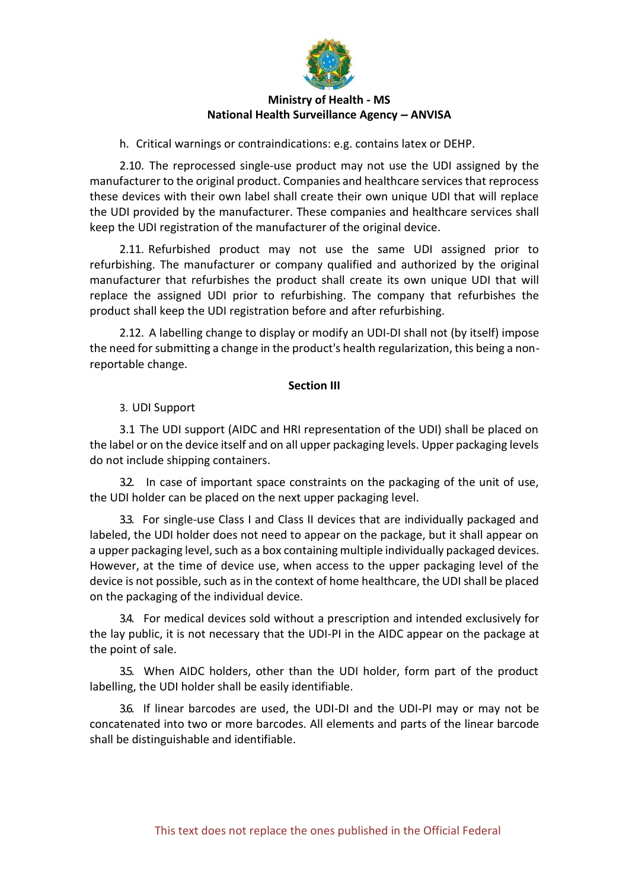h. Critical warnings or contraindications: e.g. contains latex or DEHP.

2.10. The reprocessed single-use product may not use the UDI assigned by the manufacturer to the original product. Companies and healthcare services that reprocess these devices with their own label shall create their own unique UDI that will replace the UDI provided by the manufacturer. These companies and healthcare services shall keep the UDI registration of the manufacturer of the original device.

2.11. Refurbished product may not use the same UDI assigned prior to refurbishing. The manufacturer or company qualified and authorized by the original manufacturer that refurbishes the product shall create its own unique UDI that will replace the assigned UDI prior to refurbishing. The company that refurbishes the product shall keep the UDI registration before and after refurbishing.

2.12. A labelling change to display or modify an UDI-DI shall not (by itself) impose the need for submitting a change in the product's health regularization, this being a non-reportable change.

**Section III**

3. UDI Support

3.1 The UDI support (AIDC and HRI representation of the UDI) shall be placed on the label or on the device itself and on all upper packaging levels. Upper packaging levels do not include shipping containers.

3.2. In case of important space constraints on the packaging of the unit of use, the UDI holder can be placed on the next upper packaging level.

3.3. For single-use Class I and Class II devices that are individually packaged and labeled, the UDI holder does not need to appear on the package, but it shall appear on a upper packaging level, such as a box containing multiple individually packaged devices. However, at the time of device use, when access to the upper packaging level of the device is not possible, such as in the context of home healthcare, the UDI shall be placed on the packaging of the individual device.

3.4. For medical devices sold without a prescription and intended exclusively for the lay public, it is not necessary that the UDI-PI in the AIDC appear on the package at the point of sale.

3.5. When AIDC holders, other than the UDI holder, form part of the product labelling, the UDI holder shall be easily identifiable.

3.6. If linear barcodes are used, the UDI-DI and the UDI-PI may or may not be concatenated into two or more barcodes. All elements and parts of the linear barcode shall be distinguishable and identifiable.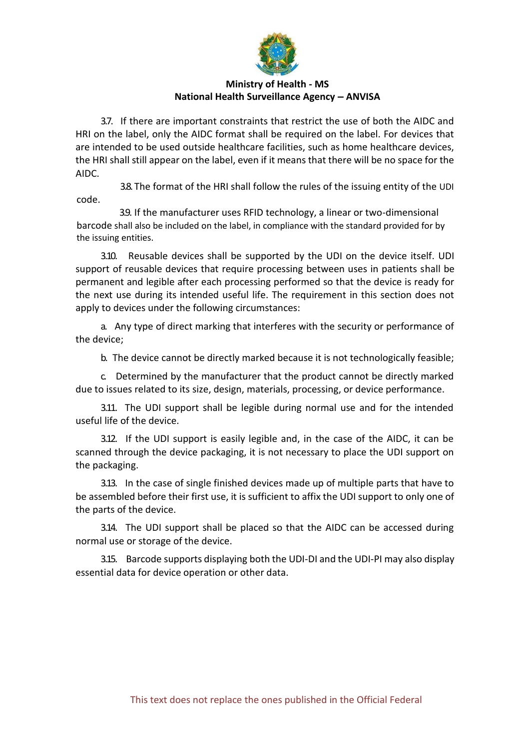3.7. If there are important constraints that restrict the use of both the AIDC and HRI on the label, only the AIDC format shall be required on the label. For devices that are intended to be used outside healthcare facilities, such as home healthcare devices, the HRI shall still appear on the label, even if it means that there will be no space for the AIDC.

3.8. The format of the HRI shall follow the rules of the issuing entity of the UDI code.

3.9. If the manufacturer uses RFID technology, a linear or two-dimensional barcode shall also be included on the label, in compliance with the standard provided for by the issuing entities.

3.10. Reusable devices shall be supported by the UDI on the device itself. UDI support of reusable devices that require processing between uses in patients shall be permanent and legible after each processing performed so that the device is ready for the next use during its intended useful life. The requirement in this section does not apply to devices under the following circumstances:

a. Any type of direct marking that interferes with the security or performance of the device;

b. The device cannot be directly marked because it is not technologically feasible;

c. Determined by the manufacturer that the product cannot be directly marked due to issues related to its size, design, materials, processing, or device performance.

3.11. The UDI support shall be legible during normal use and for the intended useful life of the device.

3.12. If the UDI support is easily legible and, in the case of the AIDC, it can be scanned through the device packaging, it is not necessary to place the UDI support on the packaging.

3.13. In the case of single finished devices made up of multiple parts that have to be assembled before their first use, it is sufficient to affix the UDI support to only one of the parts of the device.

3.14. The UDI support shall be placed so that the AIDC can be accessed during normal use or storage of the device.

3.15. Barcode supports displaying both the UDI-DI and the UDI-PI may also display essential data for device operation or other data.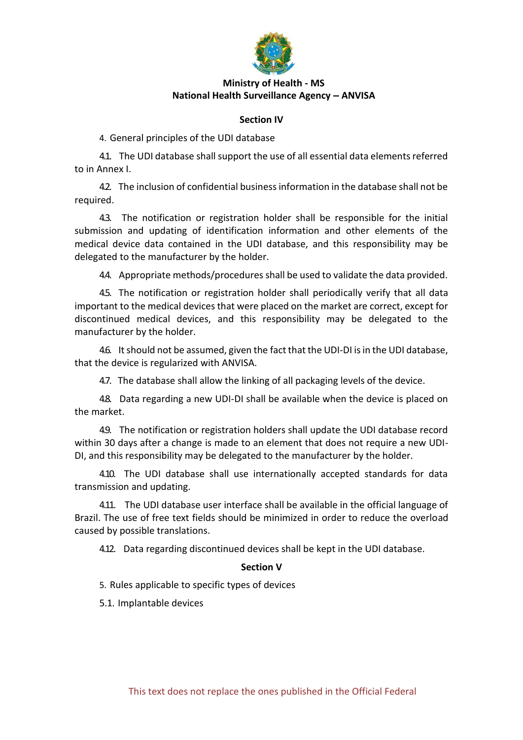**Ministry of Health - MS**
**National Health Surveillance Agency – ANVISA**

## Section IV

4. General principles of the UDI database

4.1. The UDI database shall support the use of all essential data elements referred to in Annex I.

4.2. The inclusion of confidential business information in the database shall not be required.

4.3. The notification or registration holder shall be responsible for the initial submission and updating of identification information and other elements of the medical device data contained in the UDI database, and this responsibility may be delegated to the manufacturer by the holder.

4.4. Appropriate methods/procedures shall be used to validate the data provided.

4.5. The notification or registration holder shall periodically verify that all data important to the medical devices that were placed on the market are correct, except for discontinued medical devices, and this responsibility may be delegated to the manufacturer by the holder.

4.6. It should not be assumed, given the fact that the UDI-DI is in the UDI database, that the device is regularized with ANVISA.

4.7. The database shall allow the linking of all packaging levels of the device.

4.8. Data regarding a new UDI-DI shall be available when the device is placed on the market.

4.9. The notification or registration holders shall update the UDI database record within 30 days after a change is made to an element that does not require a new UDI-DI, and this responsibility may be delegated to the manufacturer by the holder.

4.10. The UDI database shall use internationally accepted standards for data transmission and updating.

4.11. The UDI database user interface shall be available in the official language of Brazil. The use of free text fields should be minimized in order to reduce the overload caused by possible translations.

4.12. Data regarding discontinued devices shall be kept in the UDI database.

## Section V

5. Rules applicable to specific types of devices

5.1. Implantable devices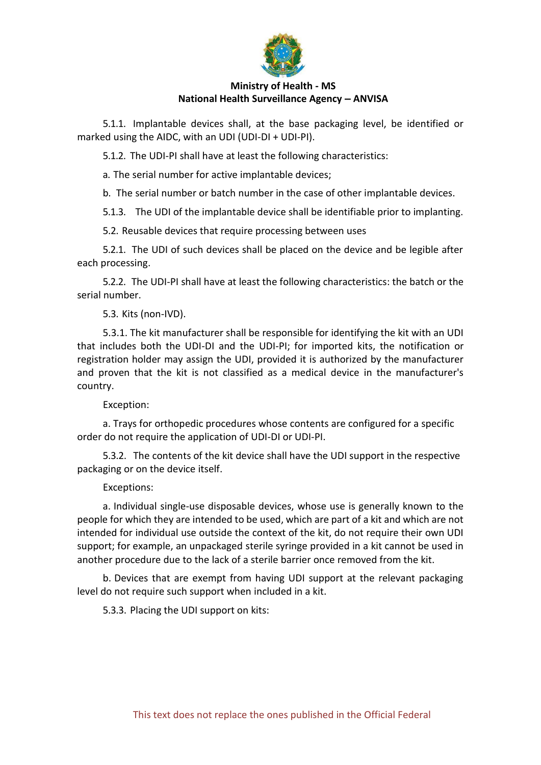5.1.1. Implantable devices shall, at the base packaging level, be identified or marked using the AIDC, with an UDI (UDI-DI + UDI-PI).

5.1.2. The UDI-PI shall have at least the following characteristics:

a. The serial number for active implantable devices;

b. The serial number or batch number in the case of other implantable devices.

5.1.3. The UDI of the implantable device shall be identifiable prior to implanting.

5.2. Reusable devices that require processing between uses

5.2.1. The UDI of such devices shall be placed on the device and be legible after each processing.

5.2.2. The UDI-PI shall have at least the following characteristics: the batch or the serial number.

5.3. Kits (non-IVD).

5.3.1. The kit manufacturer shall be responsible for identifying the kit with an UDI that includes both the UDI-DI and the UDI-PI; for imported kits, the notification or registration holder may assign the UDI, provided it is authorized by the manufacturer and proven that the kit is not classified as a medical device in the manufacturer's country.

Exception:

a. Trays for orthopedic procedures whose contents are configured for a specific order do not require the application of UDI-DI or UDI-PI.

5.3.2. The contents of the kit device shall have the UDI support in the respective packaging or on the device itself.

Exceptions:

a. Individual single-use disposable devices, whose use is generally known to the people for which they are intended to be used, which are part of a kit and which are not intended for individual use outside the context of the kit, do not require their own UDI support; for example, an unpackaged sterile syringe provided in a kit cannot be used in another procedure due to the lack of a sterile barrier once removed from the kit.

b. Devices that are exempt from having UDI support at the relevant packaging level do not require such support when included in a kit.

5.3.3. Placing the UDI support on kits: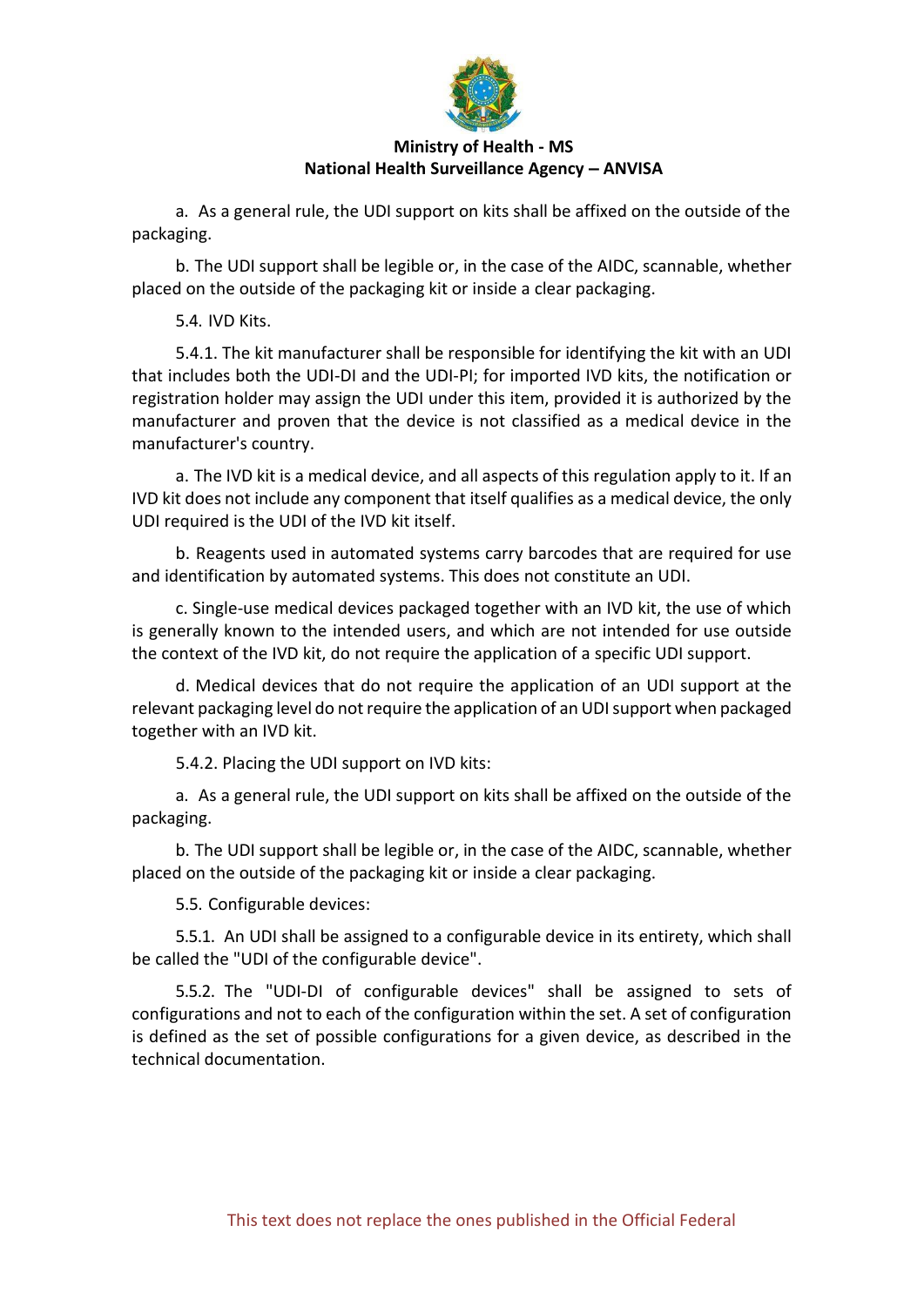a. As a general rule, the UDI support on kits shall be affixed on the outside of the packaging.

b. The UDI support shall be legible or, in the case of the AIDC, scannable, whether placed on the outside of the packaging kit or inside a clear packaging.

5.4. IVD Kits.

5.4.1. The kit manufacturer shall be responsible for identifying the kit with an UDI that includes both the UDI-DI and the UDI-PI; for imported IVD kits, the notification or registration holder may assign the UDI under this item, provided it is authorized by the manufacturer and proven that the device is not classified as a medical device in the manufacturer's country.

a. The IVD kit is a medical device, and all aspects of this regulation apply to it. If an IVD kit does not include any component that itself qualifies as a medical device, the only UDI required is the UDI of the IVD kit itself.

b. Reagents used in automated systems carry barcodes that are required for use and identification by automated systems. This does not constitute an UDI.

c. Single-use medical devices packaged together with an IVD kit, the use of which is generally known to the intended users, and which are not intended for use outside the context of the IVD kit, do not require the application of a specific UDI support.

d. Medical devices that do not require the application of an UDI support at the relevant packaging level do not require the application of an UDI support when packaged together with an IVD kit.

5.4.2. Placing the UDI support on IVD kits:

a. As a general rule, the UDI support on kits shall be affixed on the outside of the packaging.

b. The UDI support shall be legible or, in the case of the AIDC, scannable, whether placed on the outside of the packaging kit or inside a clear packaging.

5.5. Configurable devices:

5.5.1. An UDI shall be assigned to a configurable device in its entirety, which shall be called the "UDI of the configurable device".

5.5.2. The "UDI-DI of configurable devices" shall be assigned to sets of configurations and not to each of the configuration within the set. A set of configuration is defined as the set of possible configurations for a given device, as described in the technical documentation.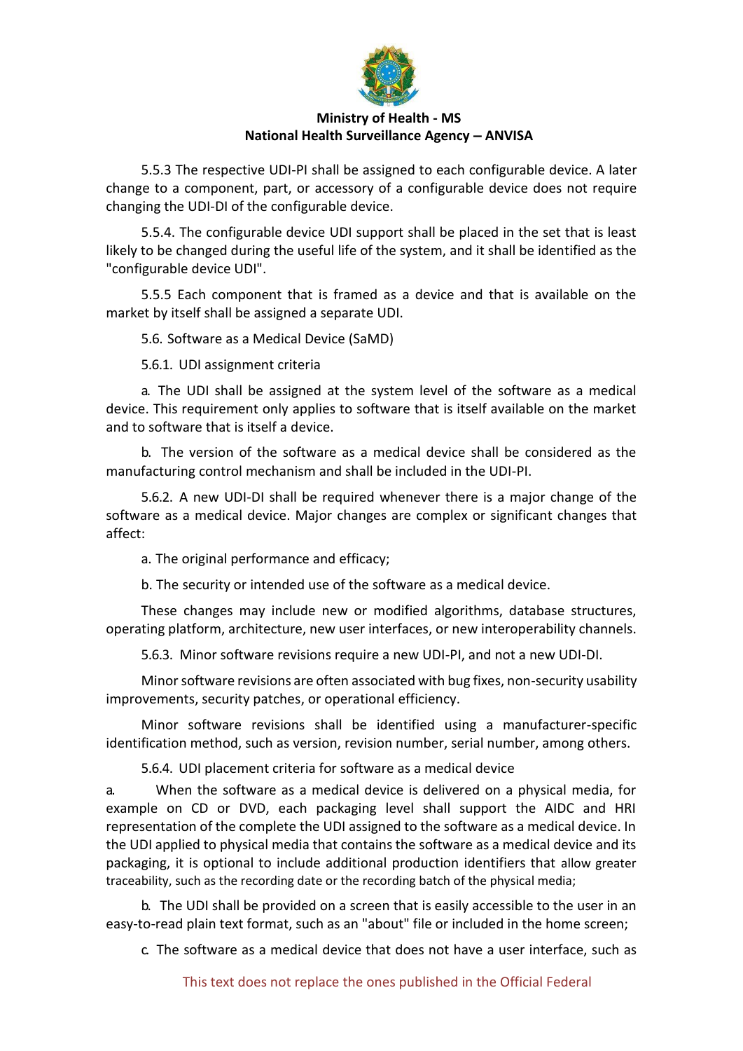5.5.3 The respective UDI-PI shall be assigned to each configurable device. A later change to a component, part, or accessory of a configurable device does not require changing the UDI-DI of the configurable device.

5.5.4. The configurable device UDI support shall be placed in the set that is least likely to be changed during the useful life of the system, and it shall be identified as the "configurable device UDI".

5.5.5 Each component that is framed as a device and that is available on the market by itself shall be assigned a separate UDI.

5.6. Software as a Medical Device (SaMD)

5.6.1. UDI assignment criteria

a. The UDI shall be assigned at the system level of the software as a medical device. This requirement only applies to software that is itself available on the market and to software that is itself a device.

b. The version of the software as a medical device shall be considered as the manufacturing control mechanism and shall be included in the UDI-PI.

5.6.2. A new UDI-DI shall be required whenever there is a major change of the software as a medical device. Major changes are complex or significant changes that affect:

a. The original performance and efficacy;

b. The security or intended use of the software as a medical device.

These changes may include new or modified algorithms, database structures, operating platform, architecture, new user interfaces, or new interoperability channels.

5.6.3. Minor software revisions require a new UDI-PI, and not a new UDI-DI.

Minor software revisions are often associated with bug fixes, non-security usability improvements, security patches, or operational efficiency.

Minor software revisions shall be identified using a manufacturer-specific identification method, such as version, revision number, serial number, among others.

5.6.4. UDI placement criteria for software as a medical device

a. When the software as a medical device is delivered on a physical media, for example on CD or DVD, each packaging level shall support the AIDC and HRI representation of the complete the UDI assigned to the software as a medical device. In the UDI applied to physical media that contains the software as a medical device and its packaging, it is optional to include additional production identifiers that allow greater traceability, such as the recording date or the recording batch of the physical media;

b. The UDI shall be provided on a screen that is easily accessible to the user in an easy-to-read plain text format, such as an "about" file or included in the home screen;

c. The software as a medical device that does not have a user interface, such as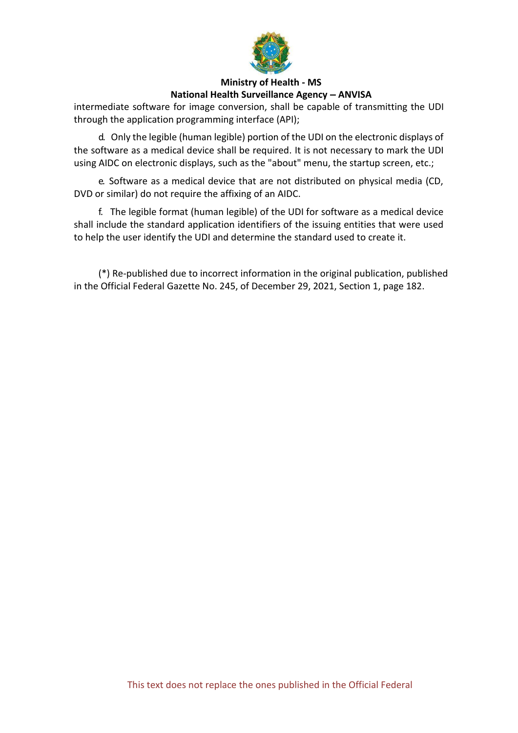intermediate software for image conversion, shall be capable of transmitting the UDI through the application programming interface (API);

d. Only the legible (human legible) portion of the UDI on the electronic displays of the software as a medical device shall be required. It is not necessary to mark the UDI using AIDC on electronic displays, such as the "about" menu, the startup screen, etc.;

e. Software as a medical device that are not distributed on physical media (CD, DVD or similar) do not require the affixing of an AIDC.

f. The legible format (human legible) of the UDI for software as a medical device shall include the standard application identifiers of the issuing entities that were used to help the user identify the UDI and determine the standard used to create it.

(*) Re-published due to incorrect information in the original publication, published in the Official Federal Gazette No. 245, of December 29, 2021, Section 1, page 182.